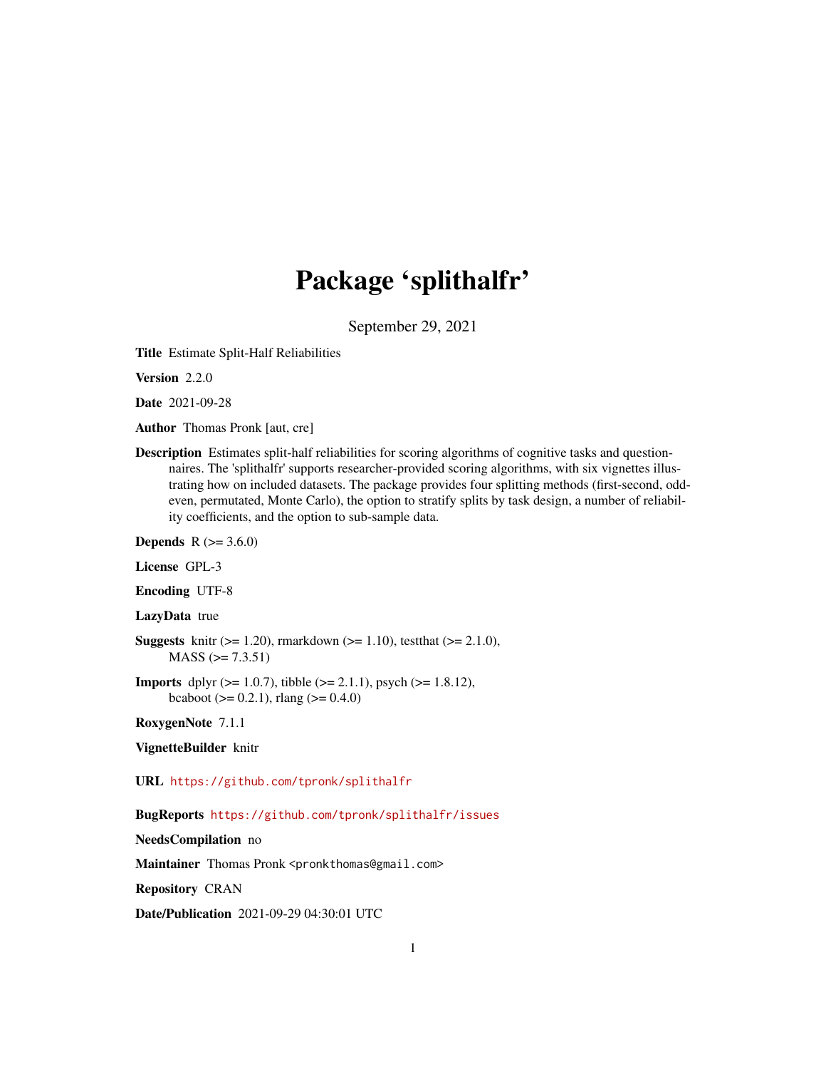# Package 'splithalfr'

September 29, 2021

**Title** Estimate Split-Half Reliabilities

**Version** 2.2.0

**Date** 2021-09-28

**Author** Thomas Pronk [aut, cre]

**Description** Estimates split-half reliabilities for scoring algorithms of cognitive tasks and questionnaires. The 'splithalfr' supports researcher-provided scoring algorithms, with six vignettes illustrating how on included datasets. The package provides four splitting methods (first-second, odd-even, permutated, Monte Carlo), the option to stratify splits by task design, a number of reliability coefficients, and the option to sub-sample data.

**Depends** R (>= 3.6.0)

**License** GPL-3

**Encoding** UTF-8

**LazyData** true

**Suggests** knitr (>= 1.20), rmarkdown (>= 1.10), testthat (>= 2.1.0), MASS (>= 7.3.51)

**Imports** dplyr (>= 1.0.7), tibble (>= 2.1.1), psych (>= 1.8.12), bcaboot (>= 0.2.1), rlang (>= 0.4.0)

**RoxygenNote** 7.1.1

**VignetteBuilder** knitr

**URL** https://github.com/tpronk/splithalfr

**BugReports** https://github.com/tpronk/splithalfr/issues

**NeedsCompilation** no

**Maintainer** Thomas Pronk <pronkthomas@gmail.com>

**Repository** CRAN

**Date/Publication** 2021-09-29 04:30:01 UTC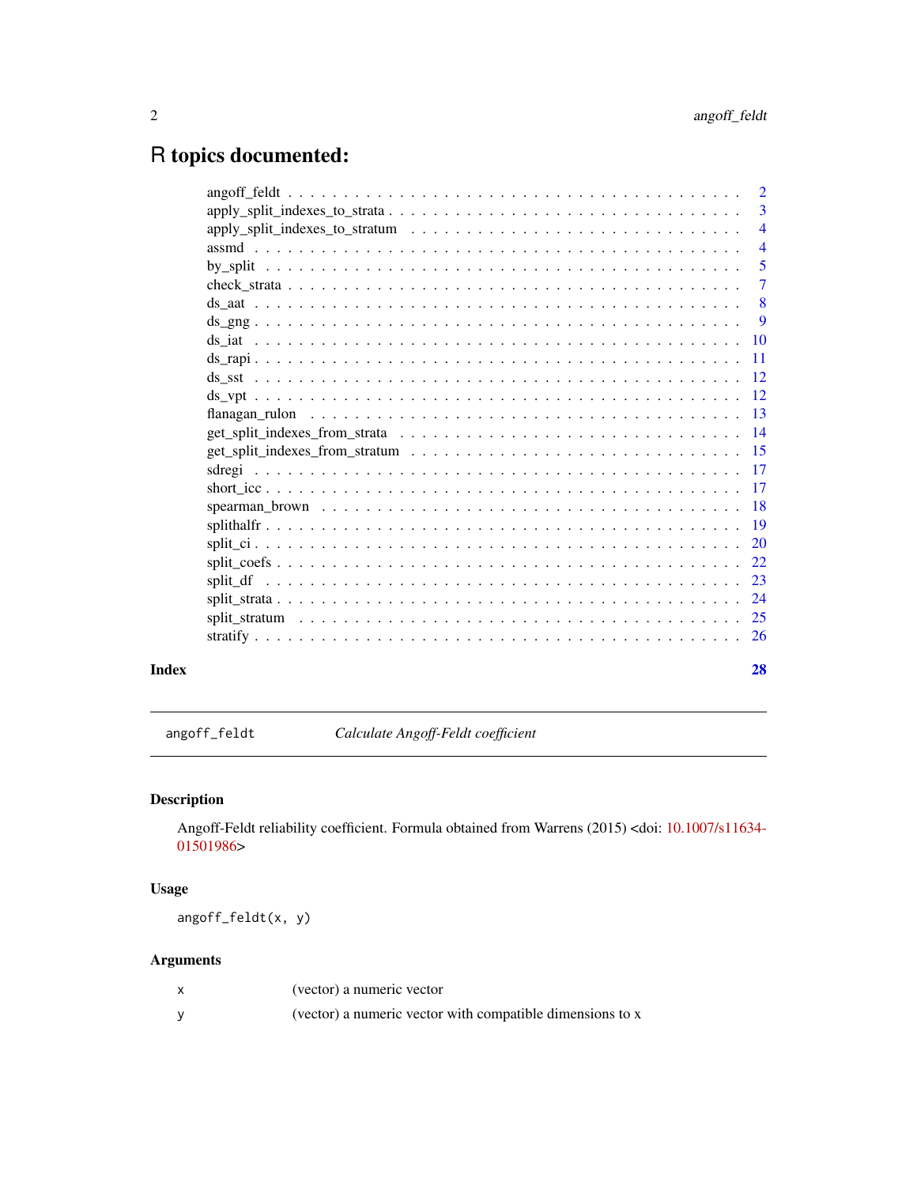# R topics documented:

| | |
|---|---|
| angoff_feldt | 2 |
| apply_split_indexes_to_strata | 3 |
| apply_split_indexes_to_stratum | 4 |
| assmd | 4 |
| by_split | 5 |
| check_strata | 7 |
| ds_aat | 8 |
| ds_gng | 9 |
| ds_iat | 10 |
| ds_rapi | 11 |
| ds_sst | 12 |
| ds_vpt | 12 |
| flanagan_rulon | 13 |
| get_split_indexes_from_strata | 14 |
| get_split_indexes_from_stratum | 15 |
| sdregi | 17 |
| short_icc | 17 |
| spearman_brown | 18 |
| splithalfr | 19 |
| split_ci | 20 |
| split_coefs | 22 |
| split_df | 23 |
| split_strata | 24 |
| split_stratum | 25 |
| stratify | 26 |

**Index** **28**

---

`angoff_feldt` *Calculate Angoff-Feldt coefficient*

---

## Description

Angoff-Feldt reliability coefficient. Formula obtained from Warrens (2015) <doi: 10.1007/s11634-01501986>

## Usage

```
angoff_feldt(x, y)
```

## Arguments

| | |
|---|---|
| x | (vector) a numeric vector |
| y | (vector) a numeric vector with compatible dimensions to x |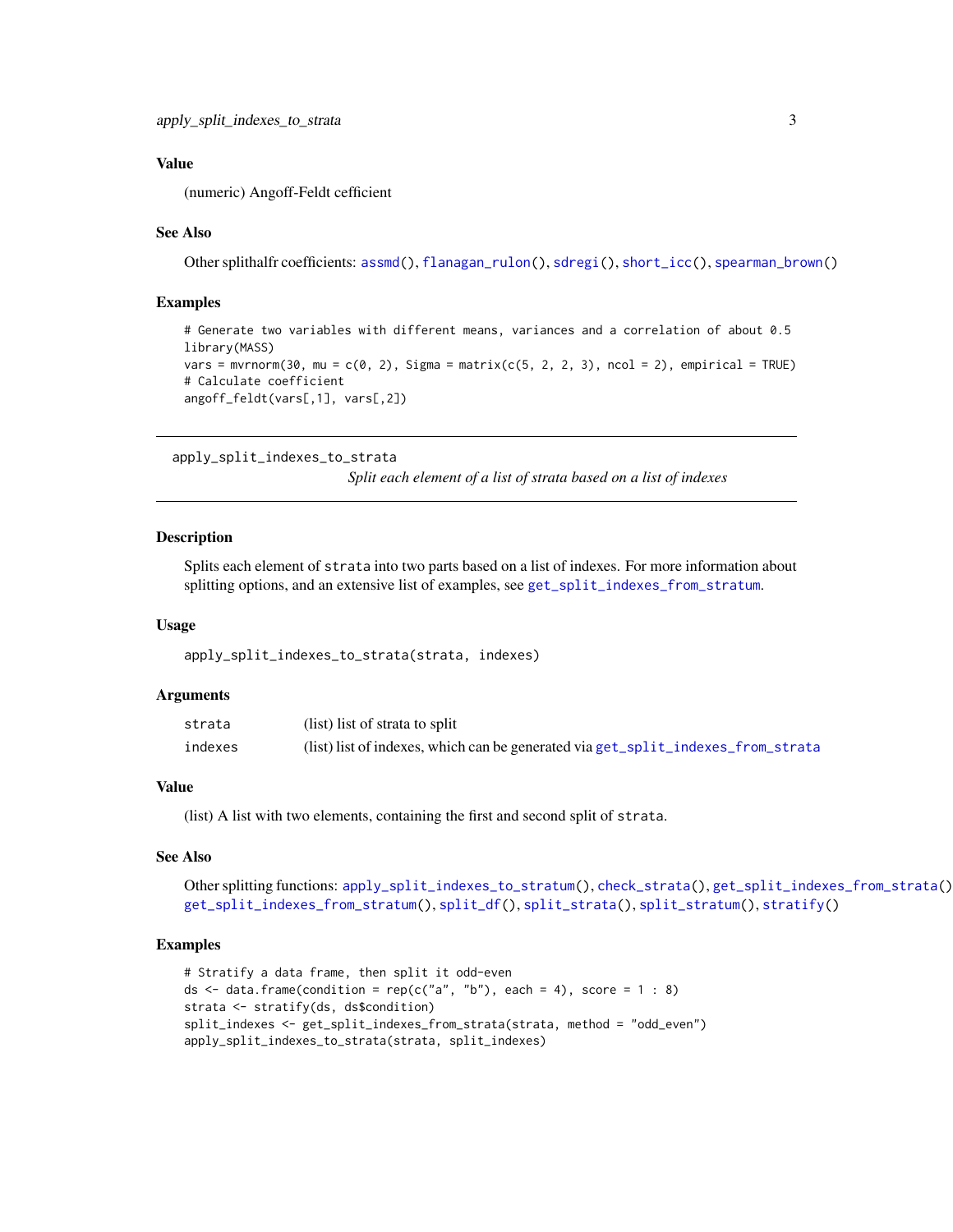### Value

(numeric) Angoff-Feldt cefficient

### See Also

Other splithalfr coefficients: `assmd()`, `flanagan_rulon()`, `sdregi()`, `short_icc()`, `spearman_brown()`

### Examples

```
# Generate two variables with different means, variances and a correlation of about 0.5
library(MASS)
vars = mvrnorm(30, mu = c(0, 2), Sigma = matrix(c(5, 2, 2, 3), ncol = 2), empirical = TRUE)
# Calculate coefficient
angoff_feldt(vars[,1], vars[,2])
```

---

## apply_split_indexes_to_strata

*Split each element of a list of strata based on a list of indexes*

---

### Description

Splits each element of `strata` into two parts based on a list of indexes. For more information about splitting options, and an extensive list of examples, see `get_split_indexes_from_stratum`.

### Usage

```
apply_split_indexes_to_strata(strata, indexes)
```

### Arguments

| | |
|---|---|
| `strata` | (list) list of strata to split |
| `indexes` | (list) list of indexes, which can be generated via `get_split_indexes_from_strata` |

### Value

(list) A list with two elements, containing the first and second split of `strata`.

### See Also

Other splitting functions: `apply_split_indexes_to_stratum()`, `check_strata()`, `get_split_indexes_from_strata()`, `get_split_indexes_from_stratum()`, `split_df()`, `split_strata()`, `split_stratum()`, `stratify()`

### Examples

```
# Stratify a data frame, then split it odd-even
ds <- data.frame(condition = rep(c("a", "b"), each = 4), score = 1 : 8)
strata <- stratify(ds, ds$condition)
split_indexes <- get_split_indexes_from_strata(strata, method = "odd_even")
apply_split_indexes_to_strata(strata, split_indexes)
```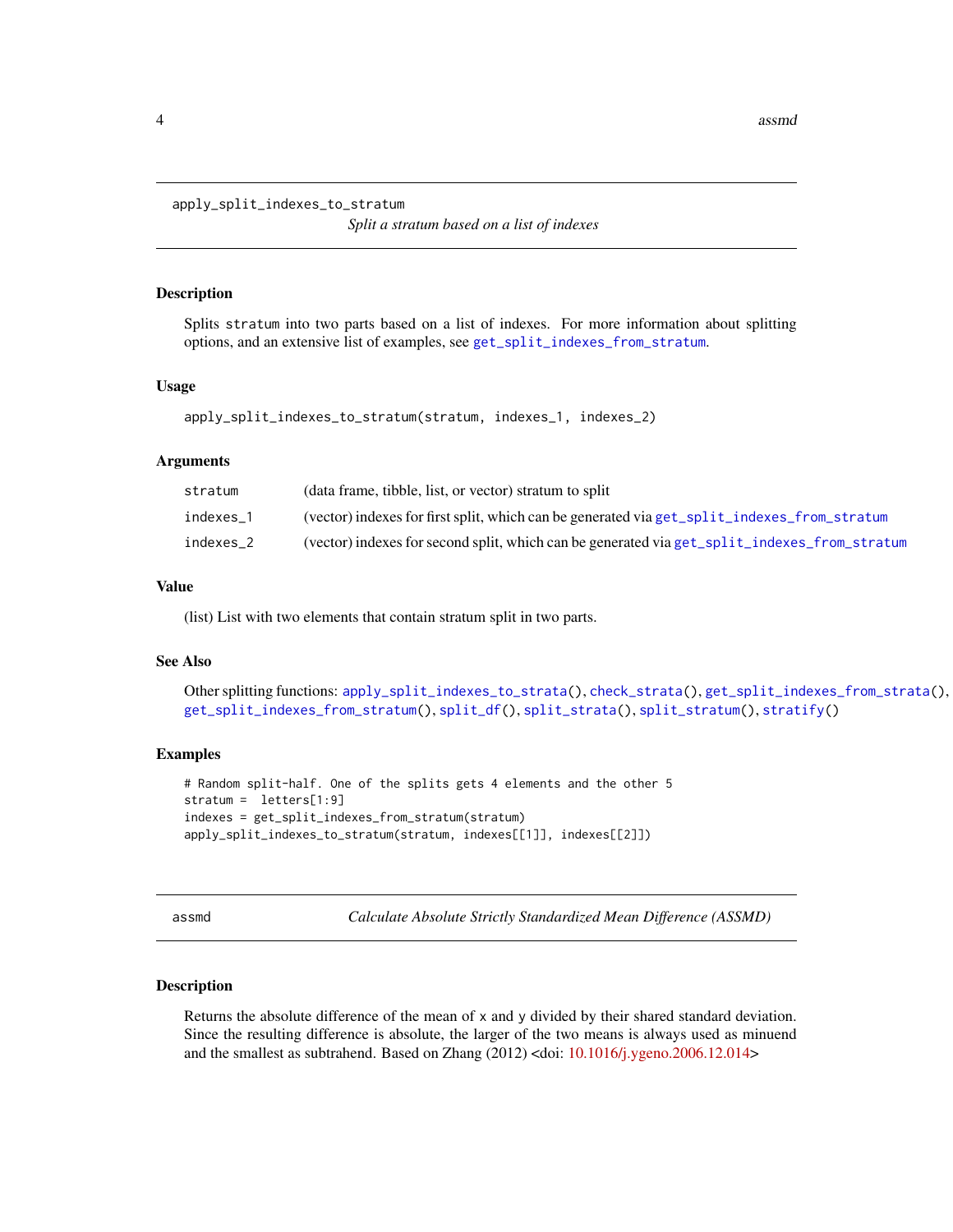## apply_split_indexes_to_stratum

*Split a stratum based on a list of indexes*

### Description

Splits `stratum` into two parts based on a list of indexes. For more information about splitting options, and an extensive list of examples, see `get_split_indexes_from_stratum`.

### Usage

```
apply_split_indexes_to_stratum(stratum, indexes_1, indexes_2)
```

### Arguments

| | |
|---|---|
| `stratum` | (data frame, tibble, list, or vector) stratum to split |
| `indexes_1` | (vector) indexes for first split, which can be generated via `get_split_indexes_from_stratum` |
| `indexes_2` | (vector) indexes for second split, which can be generated via `get_split_indexes_from_stratum` |

### Value

(list) List with two elements that contain stratum split in two parts.

### See Also

Other splitting functions: `apply_split_indexes_to_strata()`, `check_strata()`, `get_split_indexes_from_strata()`, `get_split_indexes_from_stratum()`, `split_df()`, `split_strata()`, `split_stratum()`, `stratify()`

### Examples

```
# Random split-half. One of the splits gets 4 elements and the other 5
stratum =  letters[1:9]
indexes = get_split_indexes_from_stratum(stratum)
apply_split_indexes_to_stratum(stratum, indexes[[1]], indexes[[2]])
```

## assmd

*Calculate Absolute Strictly Standardized Mean Difference (ASSMD)*

### Description

Returns the absolute difference of the mean of `x` and `y` divided by their shared standard deviation. Since the resulting difference is absolute, the larger of the two means is always used as minuend and the smallest as subtrahend. Based on Zhang (2012) <doi: 10.1016/j.ygeno.2006.12.014>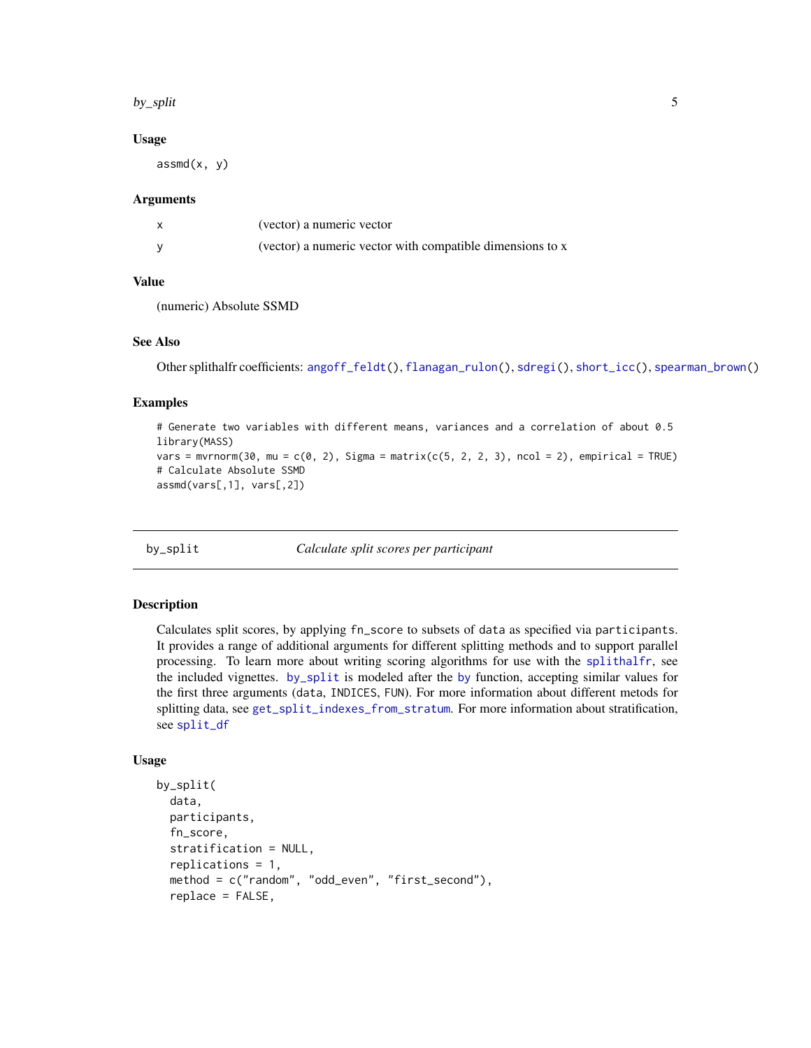### Usage

```
assmd(x, y)
```

### Arguments

| | |
|---|---|
| x | (vector) a numeric vector |
| y | (vector) a numeric vector with compatible dimensions to x |

### Value

(numeric) Absolute SSMD

### See Also

Other splithalfr coefficients: angoff_feldt(), flanagan_rulon(), sdregi(), short_icc(), spearman_brown()

### Examples

```
# Generate two variables with different means, variances and a correlation of about 0.5
library(MASS)
vars = mvrnorm(30, mu = c(0, 2), Sigma = matrix(c(5, 2, 2, 3), ncol = 2), empirical = TRUE)
# Calculate Absolute SSMD
assmd(vars[,1], vars[,2])
```

---

## by_split *Calculate split scores per participant*

### Description

Calculates split scores, by applying fn_score to subsets of data as specified via participants. It provides a range of additional arguments for different splitting methods and to support parallel processing. To learn more about writing scoring algorithms for use with the splithalfr, see the included vignettes. by_split is modeled after the by function, accepting similar values for the first three arguments (data, INDICES, FUN). For more information about different metods for splitting data, see get_split_indexes_from_stratum. For more information about stratification, see split_df

### Usage

```
by_split(
  data,
  participants,
  fn_score,
  stratification = NULL,
  replications = 1,
  method = c("random", "odd_even", "first_second"),
  replace = FALSE,
```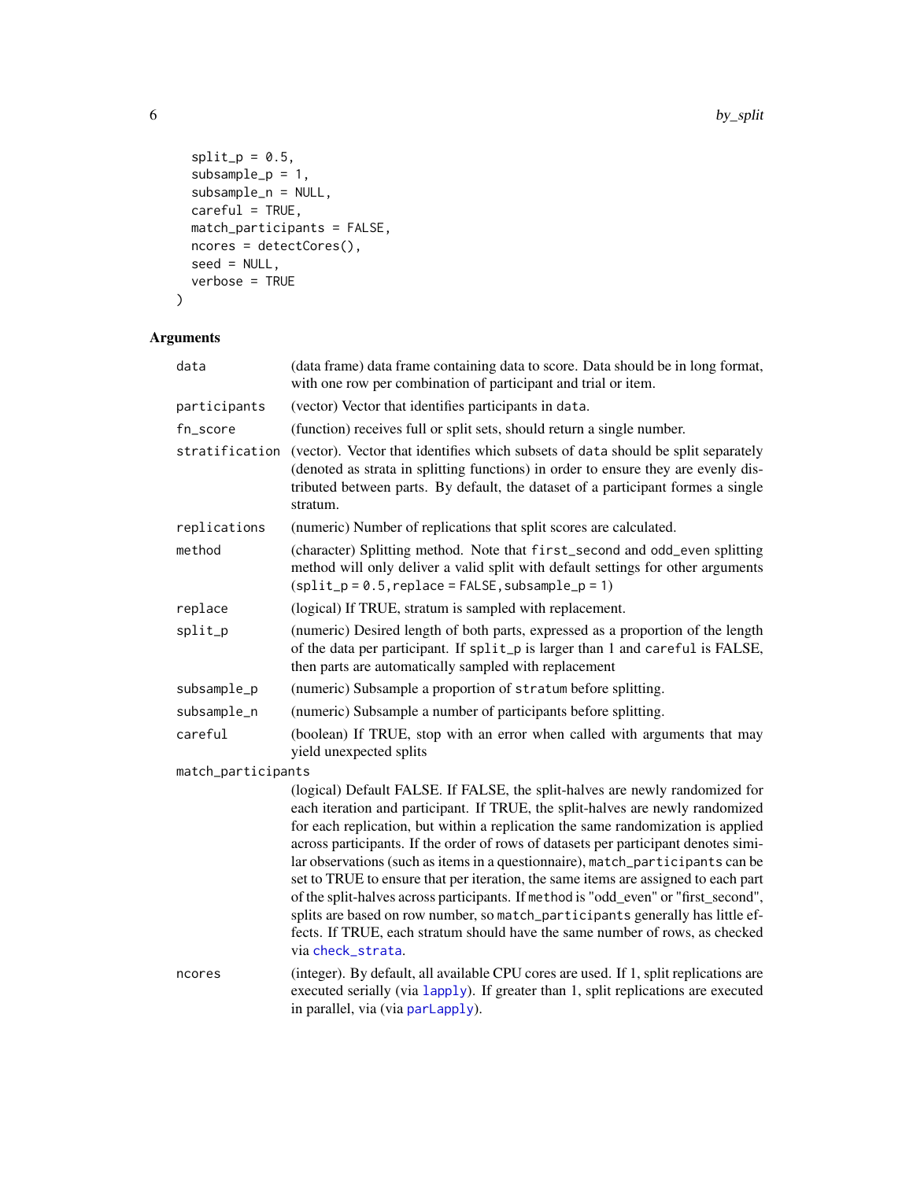```
  split_p = 0.5,
  subsample_p = 1,
  subsample_n = NULL,
  careful = TRUE,
  match_participants = FALSE,
  ncores = detectCores(),
  seed = NULL,
  verbose = TRUE
)
```

## Arguments

| | |
|---|---|
| data | (data frame) data frame containing data to score. Data should be in long format, with one row per combination of participant and trial or item. |
| participants | (vector) Vector that identifies participants in data. |
| fn_score | (function) receives full or split sets, should return a single number. |
| stratification | (vector). Vector that identifies which subsets of data should be split separately (denoted as strata in splitting functions) in order to ensure they are evenly distributed between parts. By default, the dataset of a participant formes a single stratum. |
| replications | (numeric) Number of replications that split scores are calculated. |
| method | (character) Splitting method. Note that first_second and odd_even splitting method will only deliver a valid split with default settings for other arguments (split_p = 0.5, replace = FALSE, subsample_p = 1) |
| replace | (logical) If TRUE, stratum is sampled with replacement. |
| split_p | (numeric) Desired length of both parts, expressed as a proportion of the length of the data per participant. If split_p is larger than 1 and careful is FALSE, then parts are automatically sampled with replacement |
| subsample_p | (numeric) Subsample a proportion of stratum before splitting. |
| subsample_n | (numeric) Subsample a number of participants before splitting. |
| careful | (boolean) If TRUE, stop with an error when called with arguments that may yield unexpected splits |
| match_participants | (logical) Default FALSE. If FALSE, the split-halves are newly randomized for each iteration and participant. If TRUE, the split-halves are newly randomized for each replication, but within a replication the same randomization is applied across participants. If the order of rows of datasets per participant denotes similar observations (such as items in a questionnaire), match_participants can be set to TRUE to ensure that per iteration, the same items are assigned to each part of the split-halves across participants. If method is "odd_even" or "first_second", splits are based on row number, so match_participants generally has little effects. If TRUE, each stratum should have the same number of rows, as checked via check_strata. |
| ncores | (integer). By default, all available CPU cores are used. If 1, split replications are executed serially (via lapply). If greater than 1, split replications are executed in parallel, via (via parLapply). |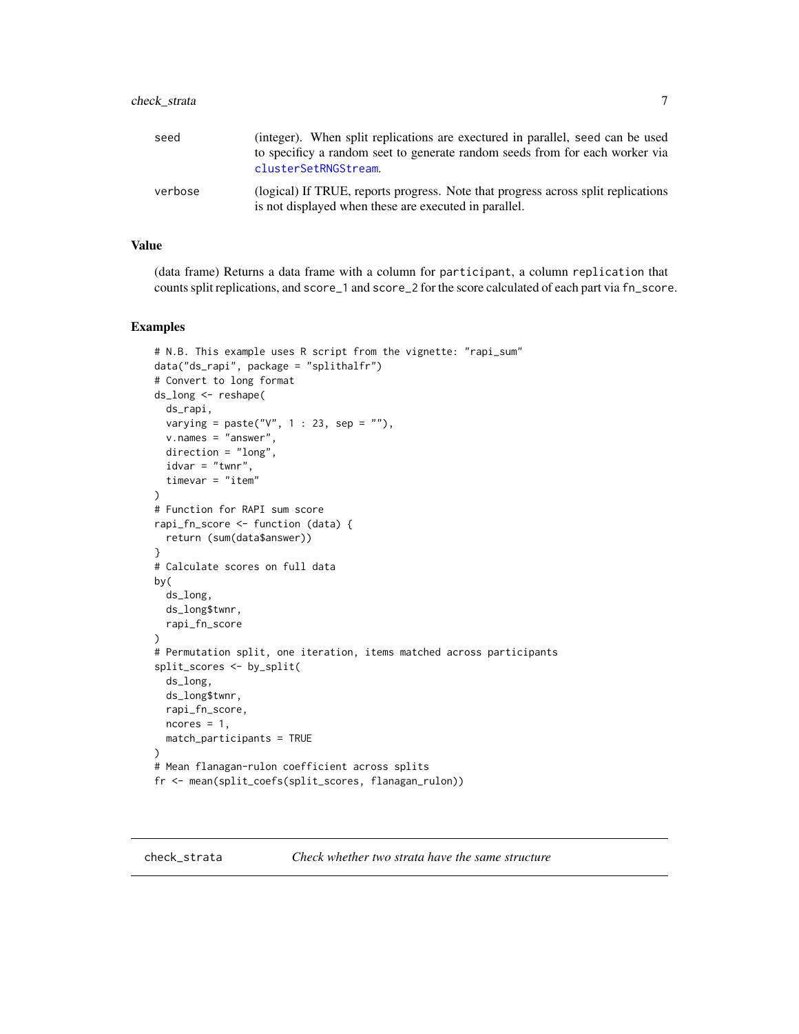| | |
|---|---|
| seed | (integer). When split replications are exectured in parallel, seed can be used to specificy a random seet to generate random seeds from for each worker via clusterSetRNGStream. |
| verbose | (logical) If TRUE, reports progress. Note that progress across split replications is not displayed when these are executed in parallel. |

## Value

(data frame) Returns a data frame with a column for participant, a column replication that counts split replications, and score_1 and score_2 for the score calculated of each part via fn_score.

## Examples

```
# N.B. This example uses R script from the vignette: "rapi_sum"
data("ds_rapi", package = "splithalfr")
# Convert to long format
ds_long <- reshape(
  ds_rapi,
  varying = paste("V", 1 : 23, sep = ""),
  v.names = "answer",
  direction = "long",
  idvar = "twnr",
  timevar = "item"
)
# Function for RAPI sum score
rapi_fn_score <- function (data) {
  return (sum(data$answer))
}
# Calculate scores on full data
by(
  ds_long,
  ds_long$twnr,
  rapi_fn_score
)
# Permutation split, one iteration, items matched across participants
split_scores <- by_split(
  ds_long,
  ds_long$twnr,
  rapi_fn_score,
  ncores = 1,
  match_participants = TRUE
)
# Mean flanagan-rulon coefficient across splits
fr <- mean(split_coefs(split_scores, flanagan_rulon))
```

---

## check_strata *Check whether two strata have the same structure*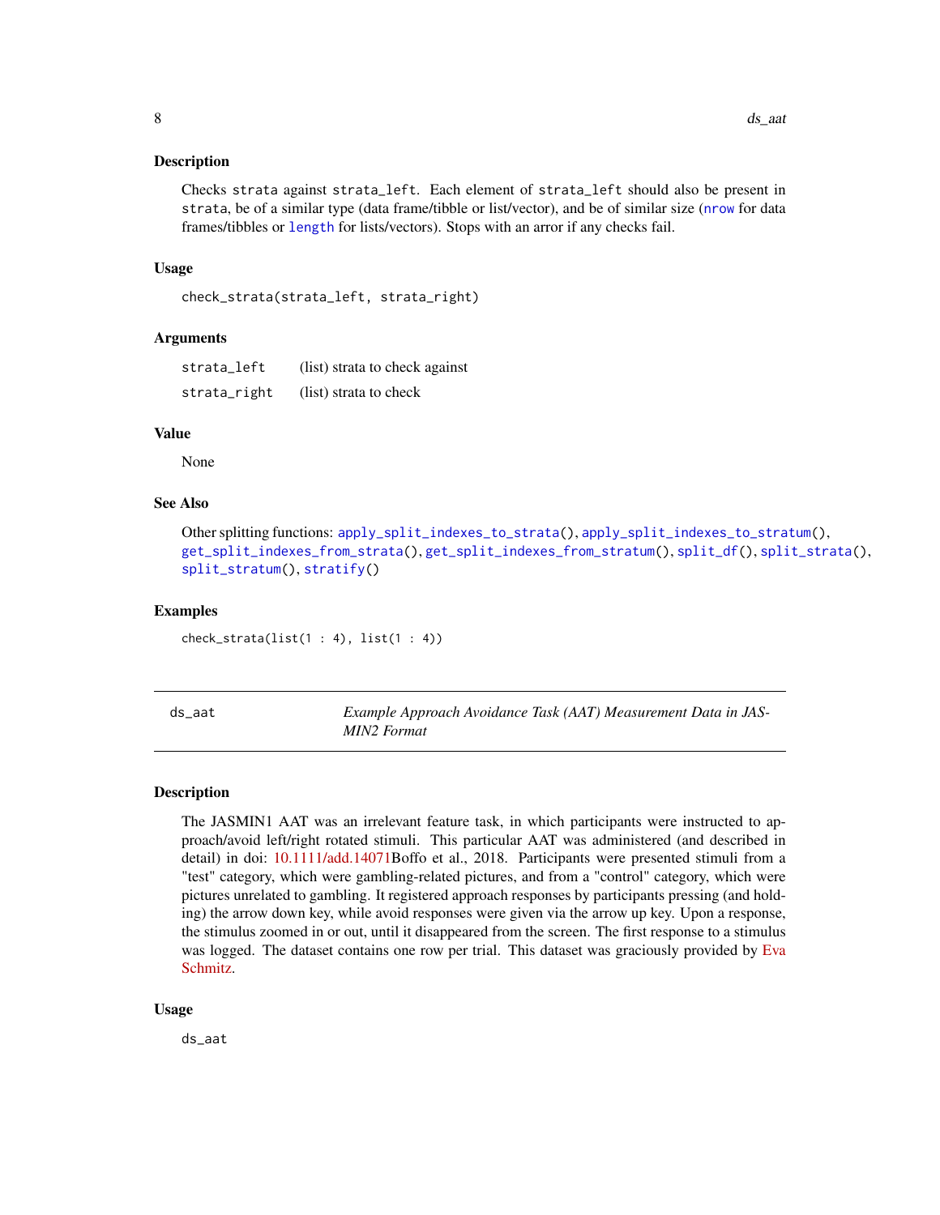### Description

Checks `strata` against `strata_left`. Each element of `strata_left` should also be present in `strata`, be of a similar type (data frame/tibble or list/vector), and be of similar size (`nrow` for data frames/tibbles or `length` for lists/vectors). Stops with an arror if any checks fail.

### Usage

```
check_strata(strata_left, strata_right)
```

### Arguments

| | |
|---|---|
| `strata_left` | (list) strata to check against |
| `strata_right` | (list) strata to check |

### Value

None

### See Also

Other splitting functions: `apply_split_indexes_to_strata()`, `apply_split_indexes_to_stratum()`, `get_split_indexes_from_strata()`, `get_split_indexes_from_stratum()`, `split_df()`, `split_strata()`, `split_stratum()`, `stratify()`

### Examples

```
check_strata(list(1 : 4), list(1 : 4))
```

---

## ds_aat — *Example Approach Avoidance Task (AAT) Measurement Data in JASMIN2 Format*

### Description

The JASMIN1 AAT was an irrelevant feature task, in which participants were instructed to approach/avoid left/right rotated stimuli. This particular AAT was administered (and described in detail) in doi: 10.1111/add.14071Boffo et al., 2018. Participants were presented stimuli from a "test" category, which were gambling-related pictures, and from a "control" category, which were pictures unrelated to gambling. It registered approach responses by participants pressing (and holding) the arrow down key, while avoid responses were given via the arrow up key. Upon a response, the stimulus zoomed in or out, until it disappeared from the screen. The first response to a stimulus was logged. The dataset contains one row per trial. This dataset was graciously provided by Eva Schmitz.

### Usage

```
ds_aat
```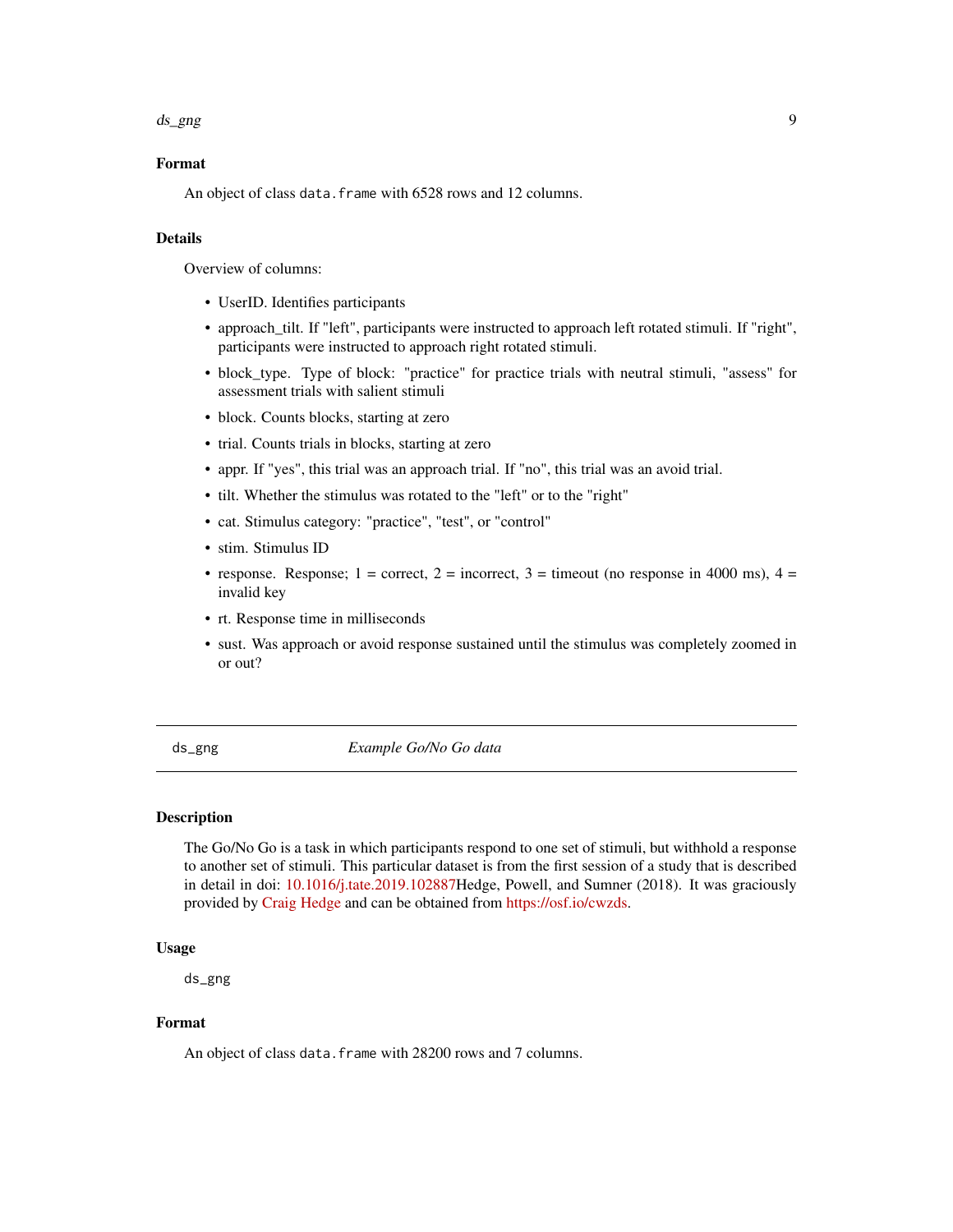### Format

An object of class `data.frame` with 6528 rows and 12 columns.

### Details

Overview of columns:

- UserID. Identifies participants
- approach_tilt. If "left", participants were instructed to approach left rotated stimuli. If "right", participants were instructed to approach right rotated stimuli.
- block_type. Type of block: "practice" for practice trials with neutral stimuli, "assess" for assessment trials with salient stimuli
- block. Counts blocks, starting at zero
- trial. Counts trials in blocks, starting at zero
- appr. If "yes", this trial was an approach trial. If "no", this trial was an avoid trial.
- tilt. Whether the stimulus was rotated to the "left" or to the "right"
- cat. Stimulus category: "practice", "test", or "control"
- stim. Stimulus ID
- response. Response; 1 = correct, 2 = incorrect, 3 = timeout (no response in 4000 ms), 4 = invalid key
- rt. Response time in milliseconds
- sust. Was approach or avoid response sustained until the stimulus was completely zoomed in or out?

---

## ds_gng &nbsp;&nbsp;&nbsp; *Example Go/No Go data*

### Description

The Go/No Go is a task in which participants respond to one set of stimuli, but withhold a response to another set of stimuli. This particular dataset is from the first session of a study that is described in detail in doi: 10.1016/j.tate.2019.102887Hedge, Powell, and Sumner (2018). It was graciously provided by Craig Hedge and can be obtained from https://osf.io/cwzds.

### Usage

```
ds_gng
```

### Format

An object of class `data.frame` with 28200 rows and 7 columns.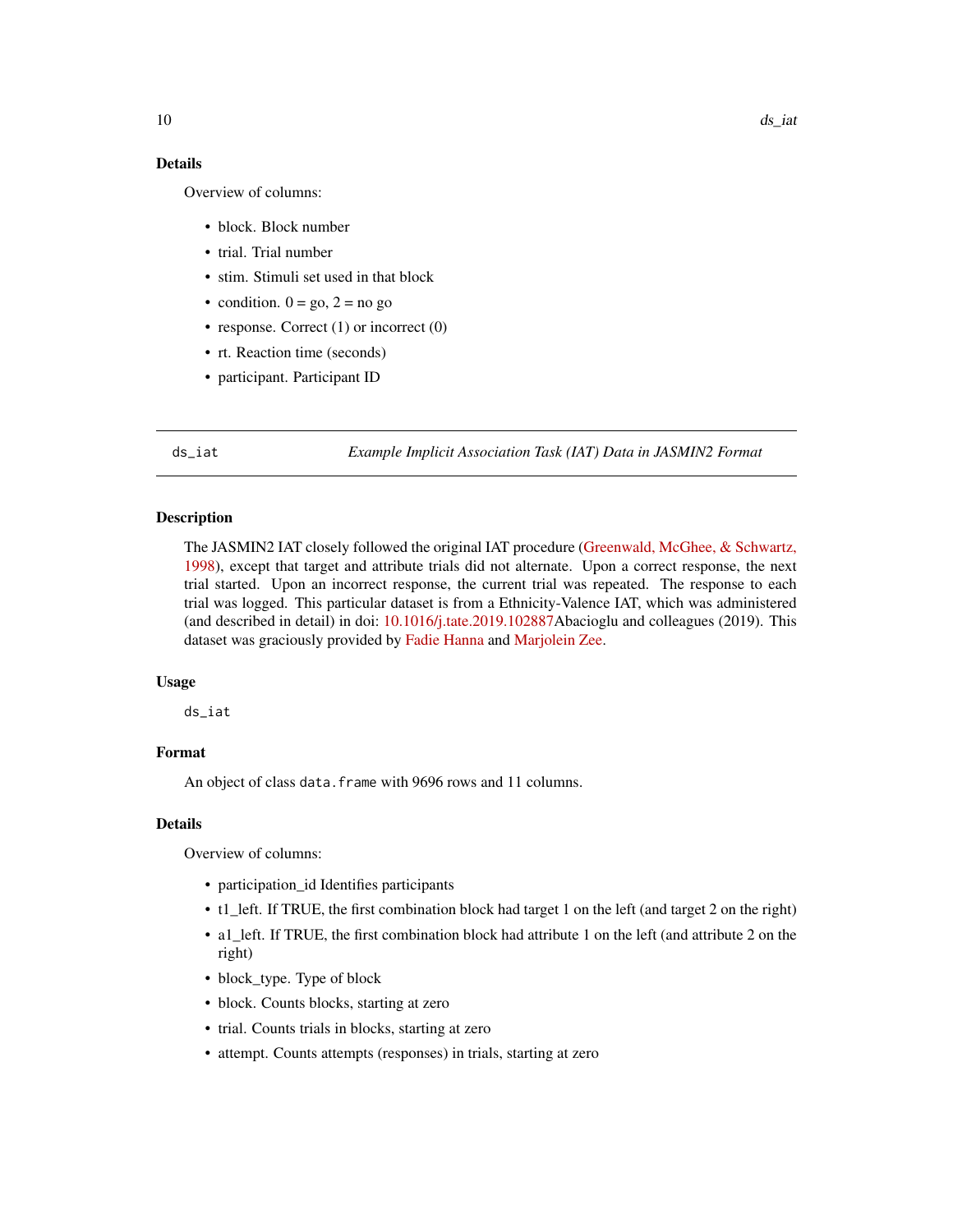## Details

Overview of columns:

- block. Block number
- trial. Trial number
- stim. Stimuli set used in that block
- condition. 0 = go, 2 = no go
- response. Correct (1) or incorrect (0)
- rt. Reaction time (seconds)
- participant. Participant ID

---

`ds_iat` — *Example Implicit Association Task (IAT) Data in JASMIN2 Format*

---

## Description

The JASMIN2 IAT closely followed the original IAT procedure (Greenwald, McGhee, & Schwartz, 1998), except that target and attribute trials did not alternate. Upon a correct response, the next trial started. Upon an incorrect response, the current trial was repeated. The response to each trial was logged. This particular dataset is from a Ethnicity-Valence IAT, which was administered (and described in detail) in doi: 10.1016/j.tate.2019.102887Abacioglu and colleagues (2019). This dataset was graciously provided by Fadie Hanna and Marjolein Zee.

## Usage

```
ds_iat
```

## Format

An object of class `data.frame` with 9696 rows and 11 columns.

## Details

Overview of columns:

- participation_id Identifies participants
- t1_left. If TRUE, the first combination block had target 1 on the left (and target 2 on the right)
- a1_left. If TRUE, the first combination block had attribute 1 on the left (and attribute 2 on the right)
- block_type. Type of block
- block. Counts blocks, starting at zero
- trial. Counts trials in blocks, starting at zero
- attempt. Counts attempts (responses) in trials, starting at zero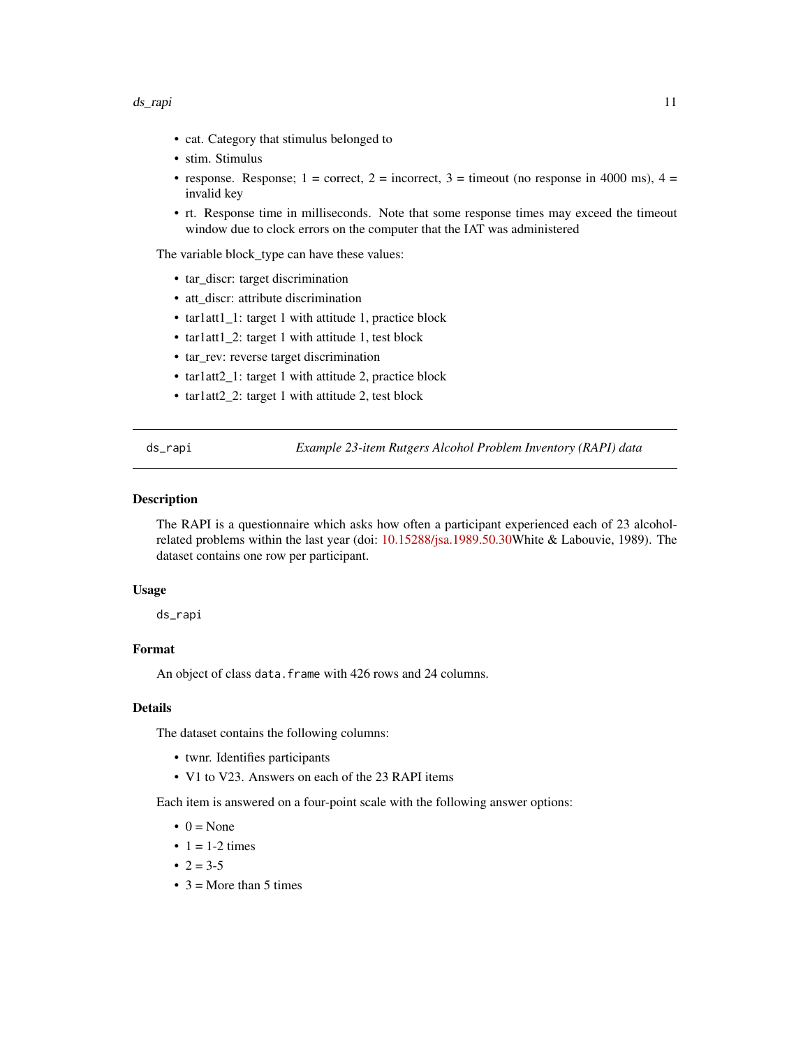- cat. Category that stimulus belonged to
- stim. Stimulus
- response. Response; 1 = correct, 2 = incorrect, 3 = timeout (no response in 4000 ms), 4 = invalid key
- rt. Response time in milliseconds. Note that some response times may exceed the timeout window due to clock errors on the computer that the IAT was administered

The variable block_type can have these values:

- tar_discr: target discrimination
- att_discr: attribute discrimination
- tar1att1_1: target 1 with attitude 1, practice block
- tar1att1_2: target 1 with attitude 1, test block
- tar_rev: reverse target discrimination
- tar1att2_1: target 1 with attitude 2, practice block
- tar1att2_2: target 1 with attitude 2, test block

---

## ds_rapi — *Example 23-item Rutgers Alcohol Problem Inventory (RAPI) data*

### Description

The RAPI is a questionnaire which asks how often a participant experienced each of 23 alcohol-related problems within the last year (doi: 10.15288/jsa.1989.50.30White & Labouvie, 1989). The dataset contains one row per participant.

### Usage

```
ds_rapi
```

### Format

An object of class `data.frame` with 426 rows and 24 columns.

### Details

The dataset contains the following columns:

- twnr. Identifies participants
- V1 to V23. Answers on each of the 23 RAPI items

Each item is answered on a four-point scale with the following answer options:

- 0 = None
- 1 = 1-2 times
- 2 = 3-5
- 3 = More than 5 times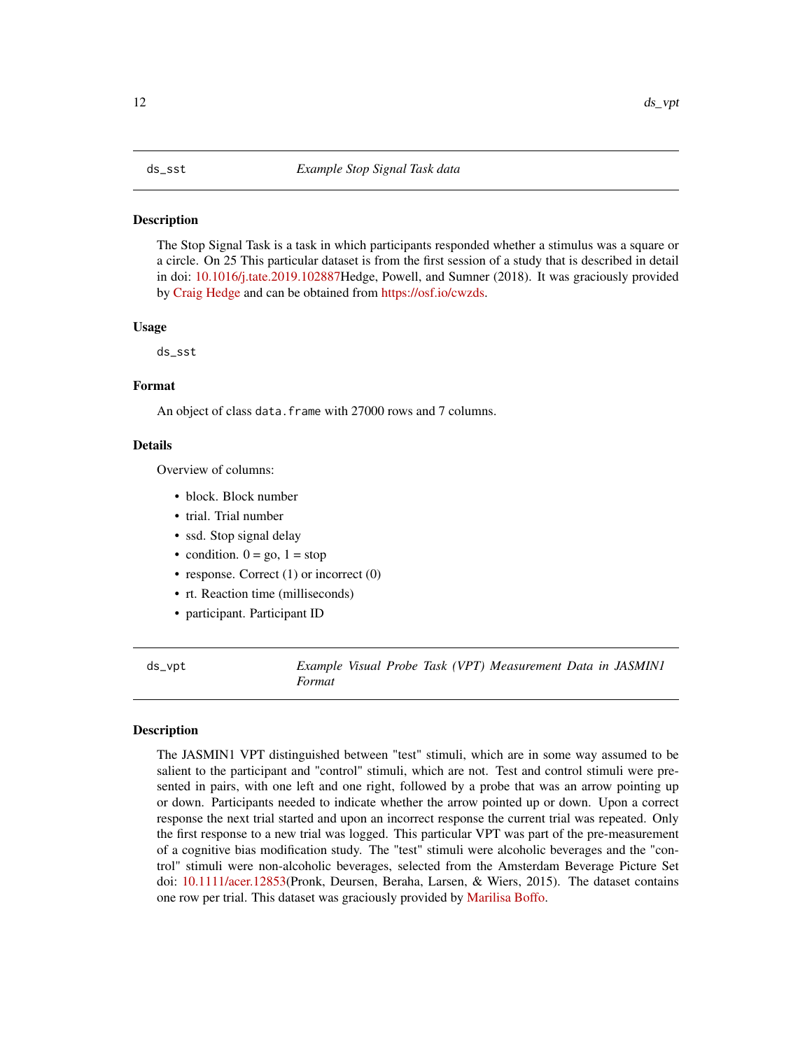## ds_sst — *Example Stop Signal Task data*

### Description

The Stop Signal Task is a task in which participants responded whether a stimulus was a square or a circle. On 25 This particular dataset is from the first session of a study that is described in detail in doi: 10.1016/j.tate.2019.102887Hedge, Powell, and Sumner (2018). It was graciously provided by Craig Hedge and can be obtained from https://osf.io/cwzds.

### Usage

```
ds_sst
```

### Format

An object of class `data.frame` with 27000 rows and 7 columns.

### Details

Overview of columns:

- block. Block number
- trial. Trial number
- ssd. Stop signal delay
- condition. 0 = go, 1 = stop
- response. Correct (1) or incorrect (0)
- rt. Reaction time (milliseconds)
- participant. Participant ID

## ds_vpt — *Example Visual Probe Task (VPT) Measurement Data in JASMIN1 Format*

### Description

The JASMIN1 VPT distinguished between "test" stimuli, which are in some way assumed to be salient to the participant and "control" stimuli, which are not. Test and control stimuli were presented in pairs, with one left and one right, followed by a probe that was an arrow pointing up or down. Participants needed to indicate whether the arrow pointed up or down. Upon a correct response the next trial started and upon an incorrect response the current trial was repeated. Only the first response to a new trial was logged. This particular VPT was part of the pre-measurement of a cognitive bias modification study. The "test" stimuli were alcoholic beverages and the "control" stimuli were non-alcoholic beverages, selected from the Amsterdam Beverage Picture Set doi: 10.1111/acer.12853(Pronk, Deursen, Beraha, Larsen, & Wiers, 2015). The dataset contains one row per trial. This dataset was graciously provided by Marilisa Boffo.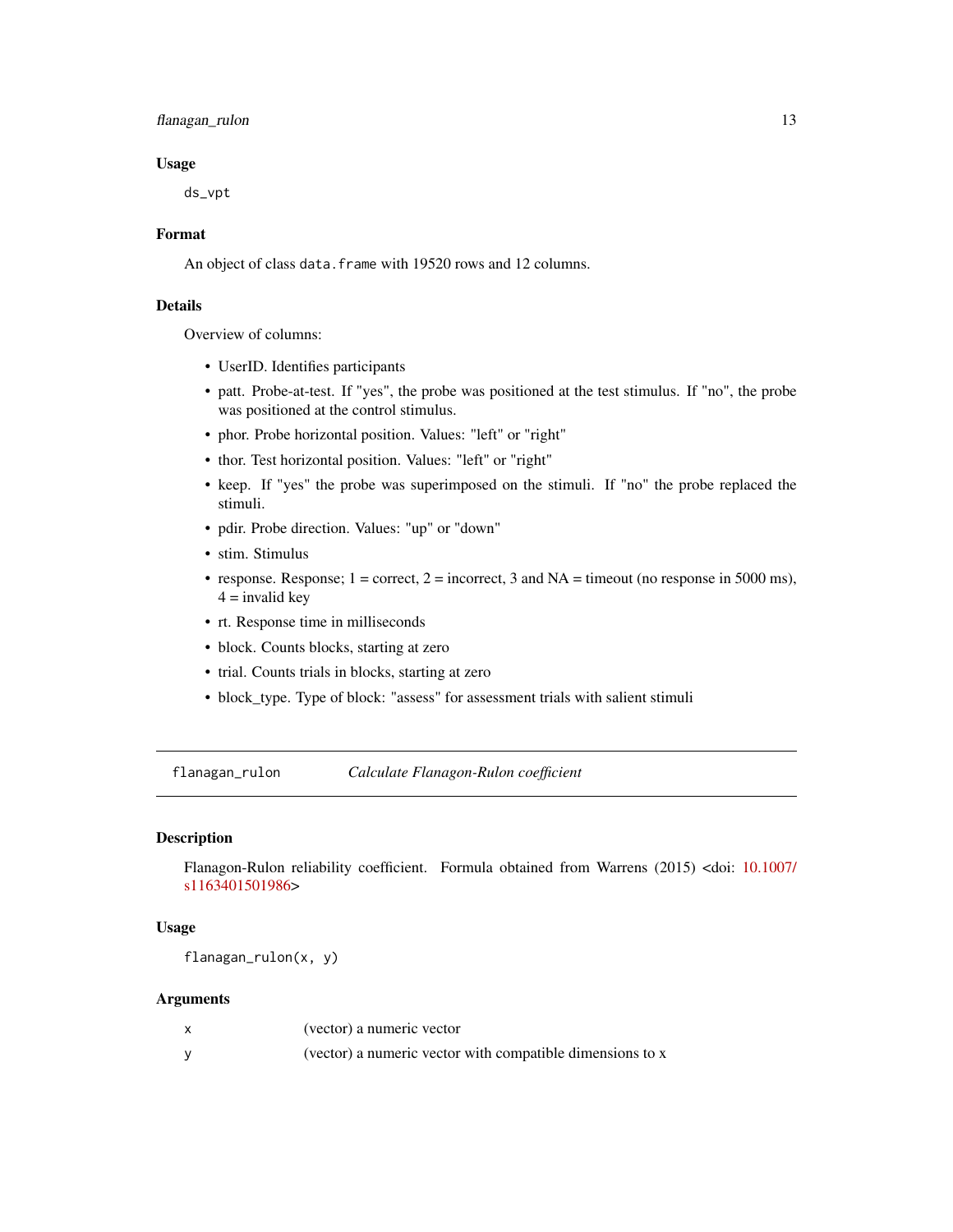## Usage

```
ds_vpt
```

## Format

An object of class `data.frame` with 19520 rows and 12 columns.

## Details

Overview of columns:

- UserID. Identifies participants
- patt. Probe-at-test. If "yes", the probe was positioned at the test stimulus. If "no", the probe was positioned at the control stimulus.
- phor. Probe horizontal position. Values: "left" or "right"
- thor. Test horizontal position. Values: "left" or "right"
- keep. If "yes" the probe was superimposed on the stimuli. If "no" the probe replaced the stimuli.
- pdir. Probe direction. Values: "up" or "down"
- stim. Stimulus
- response. Response; 1 = correct, 2 = incorrect, 3 and NA = timeout (no response in 5000 ms), 4 = invalid key
- rt. Response time in milliseconds
- block. Counts blocks, starting at zero
- trial. Counts trials in blocks, starting at zero
- block_type. Type of block: "assess" for assessment trials with salient stimuli

---

`flanagan_rulon` *Calculate Flanagon-Rulon coefficient*

---

## Description

Flanagon-Rulon reliability coefficient. Formula obtained from Warrens (2015) <doi: 10.1007/s1163401501986>

## Usage

```
flanagan_rulon(x, y)
```

## Arguments

| | |
|---|---|
| x | (vector) a numeric vector |
| y | (vector) a numeric vector with compatible dimensions to x |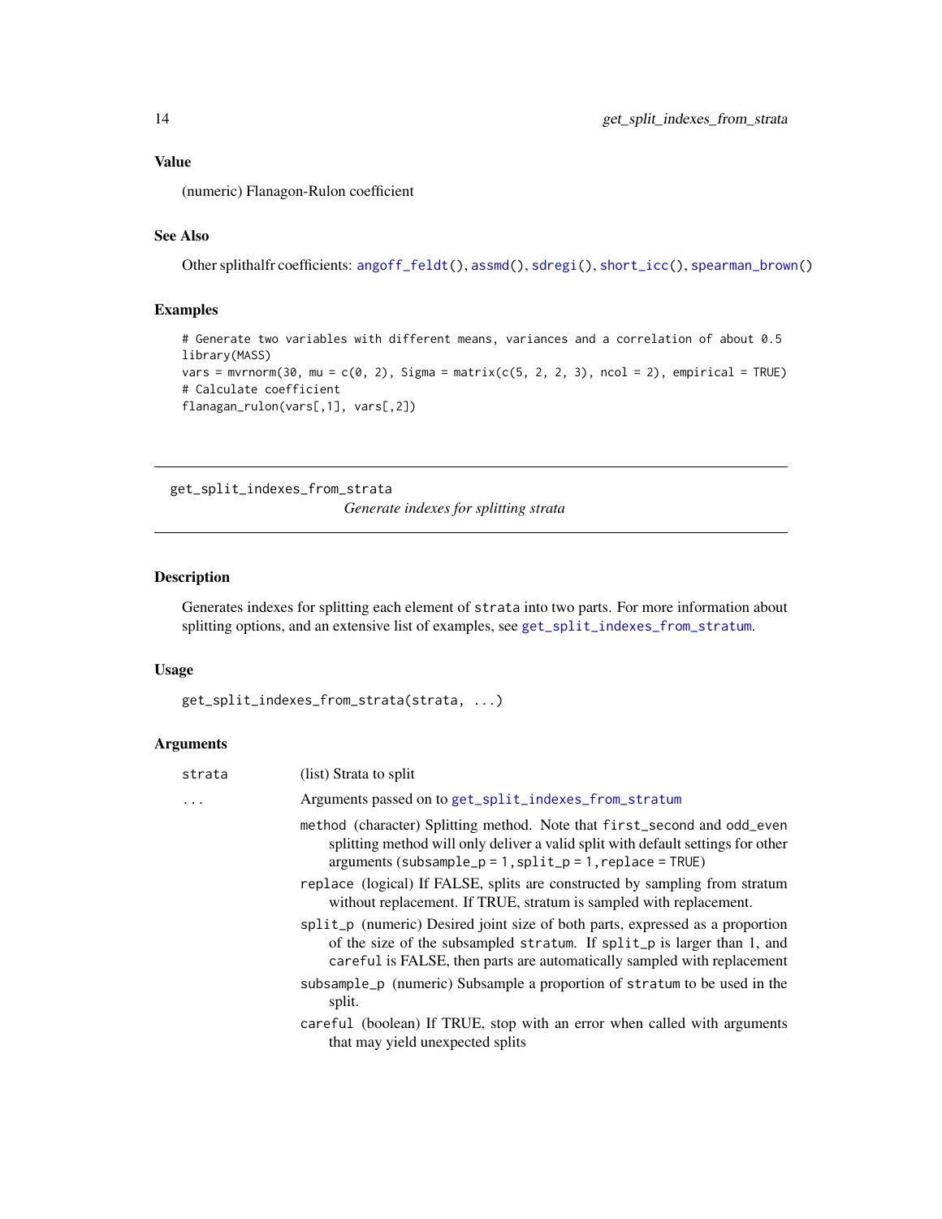### Value

(numeric) Flanagon-Rulon coefficient

### See Also

Other splithalfr coefficients: `angoff_feldt()`, `assmd()`, `sdregi()`, `short_icc()`, `spearman_brown()`

### Examples

```
# Generate two variables with different means, variances and a correlation of about 0.5
library(MASS)
vars = mvrnorm(30, mu = c(0, 2), Sigma = matrix(c(5, 2, 2, 3), ncol = 2), empirical = TRUE)
# Calculate coefficient
flanagan_rulon(vars[,1], vars[,2])
```

---

## get_split_indexes_from_strata

*Generate indexes for splitting strata*

---

### Description

Generates indexes for splitting each element of `strata` into two parts. For more information about splitting options, and an extensive list of examples, see `get_split_indexes_from_stratum`.

### Usage

```
get_split_indexes_from_strata(strata, ...)
```

### Arguments

| | |
|---|---|
| `strata` | (list) Strata to split |
| `...` | Arguments passed on to `get_split_indexes_from_stratum` |

- `method` (character) Splitting method. Note that `first_second` and `odd_even` splitting method will only deliver a valid split with default settings for other arguments (`subsample_p = 1, split_p = 1, replace = TRUE`)
- `replace` (logical) If FALSE, splits are constructed by sampling from stratum without replacement. If TRUE, stratum is sampled with replacement.
- `split_p` (numeric) Desired joint size of both parts, expressed as a proportion of the size of the subsampled `stratum`. If `split_p` is larger than 1, and `careful` is FALSE, then parts are automatically sampled with replacement
- `subsample_p` (numeric) Subsample a proportion of `stratum` to be used in the split.
- `careful` (boolean) If TRUE, stop with an error when called with arguments that may yield unexpected splits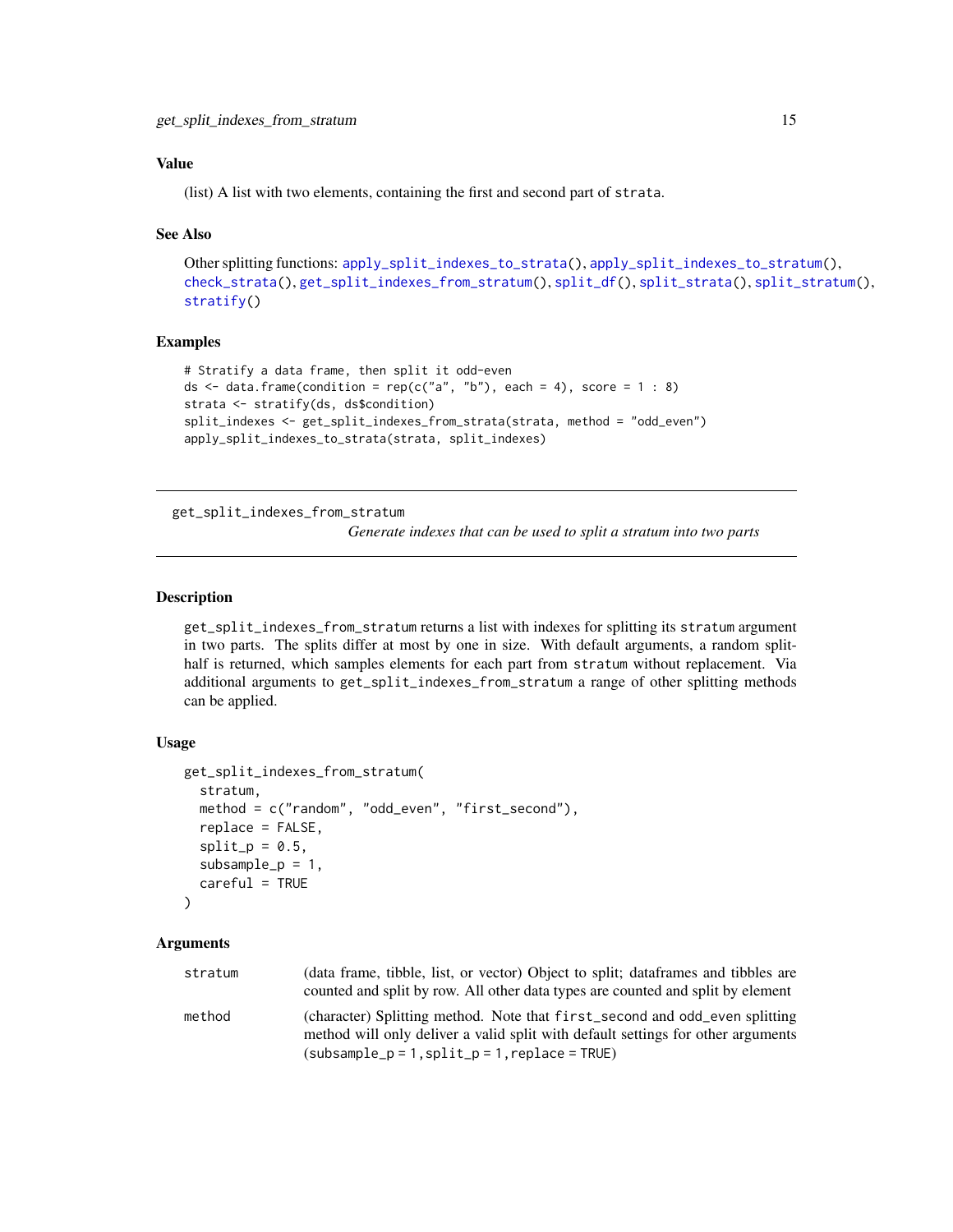### Value

(list) A list with two elements, containing the first and second part of `strata`.

### See Also

Other splitting functions: `apply_split_indexes_to_strata()`, `apply_split_indexes_to_stratum()`, `check_strata()`, `get_split_indexes_from_stratum()`, `split_df()`, `split_strata()`, `split_stratum()`, `stratify()`

### Examples

```
# Stratify a data frame, then split it odd-even
ds <- data.frame(condition = rep(c("a", "b"), each = 4), score = 1 : 8)
strata <- stratify(ds, ds$condition)
split_indexes <- get_split_indexes_from_strata(strata, method = "odd_even")
apply_split_indexes_to_strata(strata, split_indexes)
```

---

## get_split_indexes_from_stratum

*Generate indexes that can be used to split a stratum into two parts*

---

### Description

`get_split_indexes_from_stratum` returns a list with indexes for splitting its `stratum` argument in two parts. The splits differ at most by one in size. With default arguments, a random split-half is returned, which samples elements for each part from `stratum` without replacement. Via additional arguments to `get_split_indexes_from_stratum` a range of other splitting methods can be applied.

### Usage

```
get_split_indexes_from_stratum(
  stratum,
  method = c("random", "odd_even", "first_second"),
  replace = FALSE,
  split_p = 0.5,
  subsample_p = 1,
  careful = TRUE
)
```

### Arguments

| | |
|---|---|
| `stratum` | (data frame, tibble, list, or vector) Object to split; dataframes and tibbles are counted and split by row. All other data types are counted and split by element |
| `method` | (character) Splitting method. Note that `first_second` and `odd_even` splitting method will only deliver a valid split with default settings for other arguments (`subsample_p = 1, split_p = 1, replace = TRUE`) |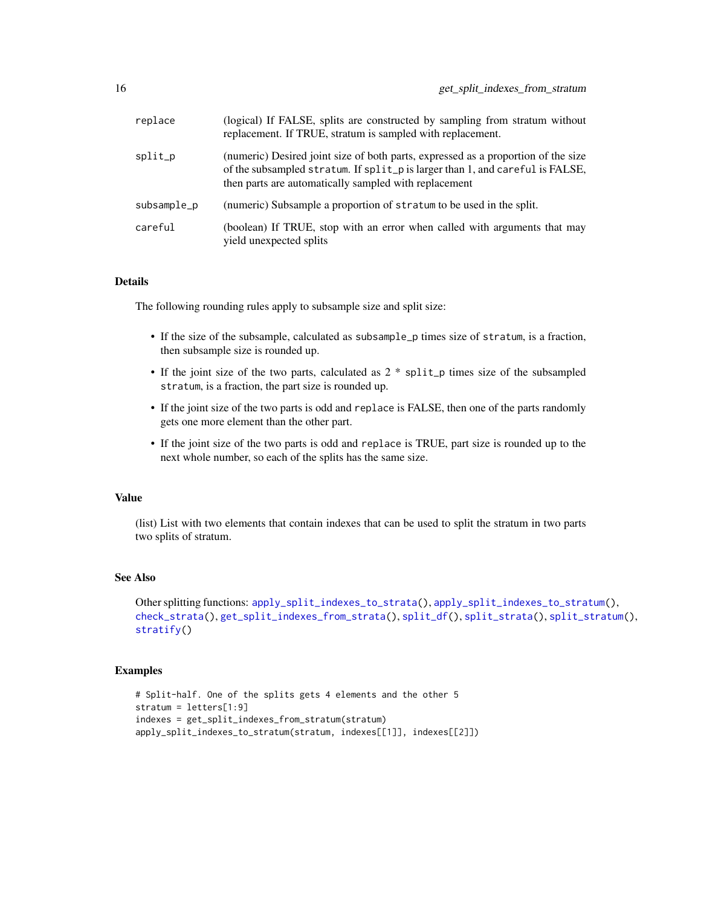| | |
|---|---|
| replace | (logical) If FALSE, splits are constructed by sampling from stratum without replacement. If TRUE, stratum is sampled with replacement. |
| split_p | (numeric) Desired joint size of both parts, expressed as a proportion of the size of the subsampled `stratum`. If `split_p` is larger than 1, and `careful` is FALSE, then parts are automatically sampled with replacement |
| subsample_p | (numeric) Subsample a proportion of `stratum` to be used in the split. |
| careful | (boolean) If TRUE, stop with an error when called with arguments that may yield unexpected splits |

## Details

The following rounding rules apply to subsample size and split size:

- If the size of the subsample, calculated as `subsample_p` times size of `stratum`, is a fraction, then subsample size is rounded up.
- If the joint size of the two parts, calculated as `2 * split_p` times size of the subsampled `stratum`, is a fraction, the part size is rounded up.
- If the joint size of the two parts is odd and `replace` is FALSE, then one of the parts randomly gets one more element than the other part.
- If the joint size of the two parts is odd and `replace` is TRUE, part size is rounded up to the next whole number, so each of the splits has the same size.

## Value

(list) List with two elements that contain indexes that can be used to split the stratum in two parts two splits of stratum.

## See Also

Other splitting functions: `apply_split_indexes_to_strata()`, `apply_split_indexes_to_stratum()`, `check_strata()`, `get_split_indexes_from_strata()`, `split_df()`, `split_strata()`, `split_stratum()`, `stratify()`

## Examples

```
# Split-half. One of the splits gets 4 elements and the other 5
stratum = letters[1:9]
indexes = get_split_indexes_from_stratum(stratum)
apply_split_indexes_to_stratum(stratum, indexes[[1]], indexes[[2]])
```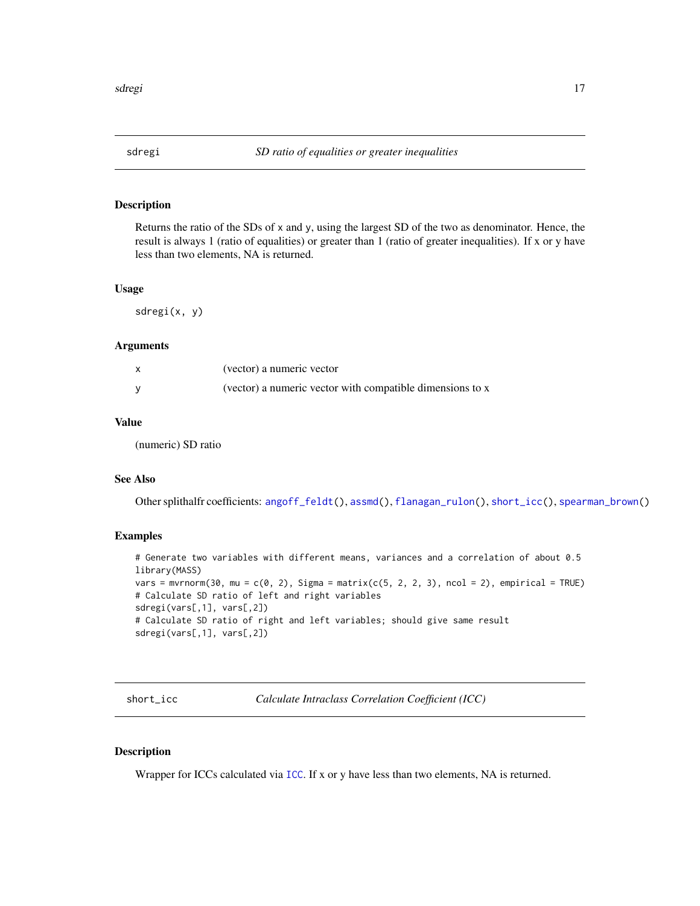## sdregi — *SD ratio of equalities or greater inequalities*

### Description

Returns the ratio of the SDs of x and y, using the largest SD of the two as denominator. Hence, the result is always 1 (ratio of equalities) or greater than 1 (ratio of greater inequalities). If x or y have less than two elements, NA is returned.

### Usage

```
sdregi(x, y)
```

### Arguments

| | |
|---|---|
| x | (vector) a numeric vector |
| y | (vector) a numeric vector with compatible dimensions to x |

### Value

(numeric) SD ratio

### See Also

Other splithalfr coefficients: angoff_feldt(), assmd(), flanagan_rulon(), short_icc(), spearman_brown()

### Examples

```
# Generate two variables with different means, variances and a correlation of about 0.5
library(MASS)
vars = mvrnorm(30, mu = c(0, 2), Sigma = matrix(c(5, 2, 2, 3), ncol = 2), empirical = TRUE)
# Calculate SD ratio of left and right variables
sdregi(vars[,1], vars[,2])
# Calculate SD ratio of right and left variables; should give same result
sdregi(vars[,1], vars[,2])
```

## short_icc — *Calculate Intraclass Correlation Coefficient (ICC)*

### Description

Wrapper for ICCs calculated via ICC. If x or y have less than two elements, NA is returned.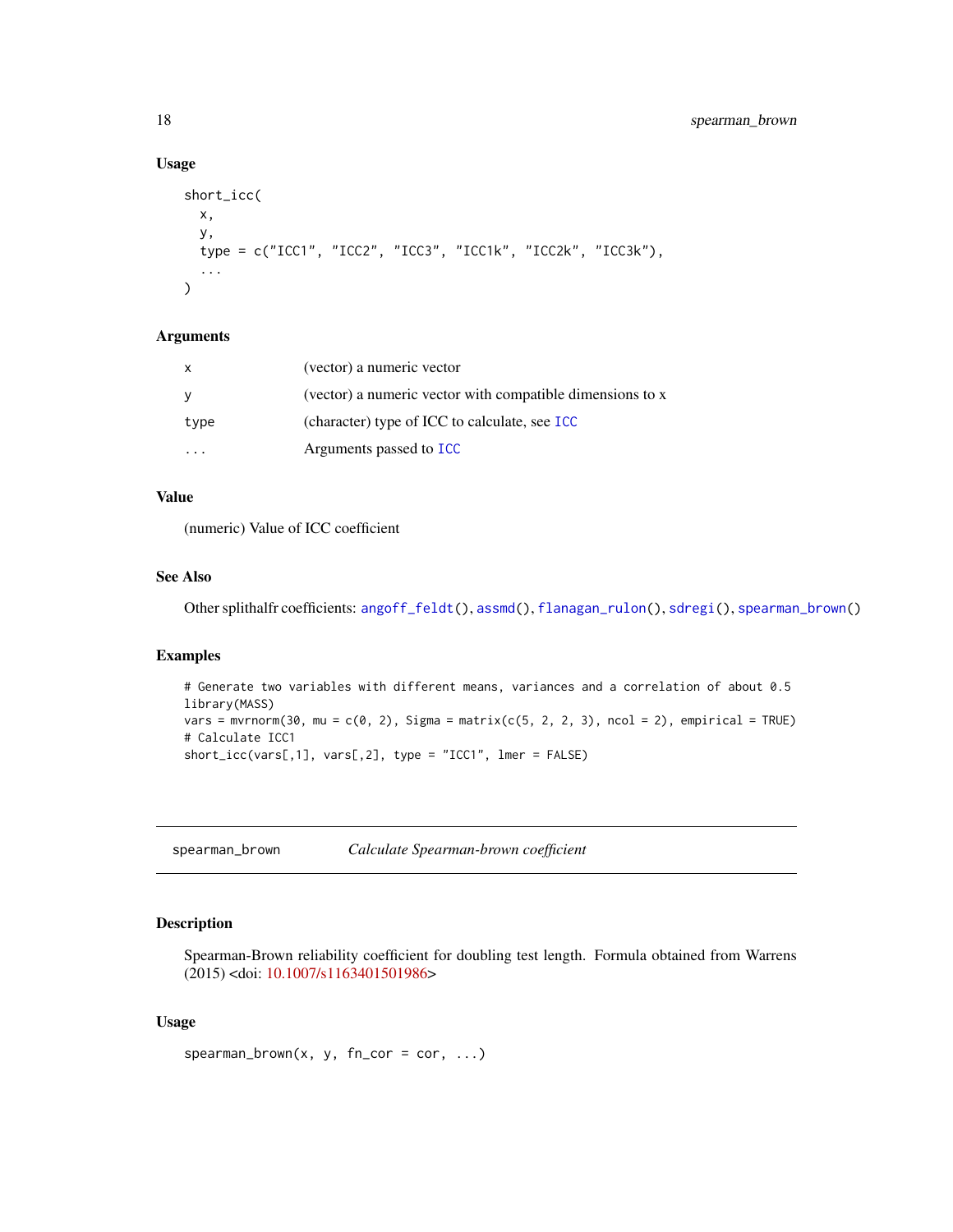### Usage

```
short_icc(
  x,
  y,
  type = c("ICC1", "ICC2", "ICC3", "ICC1k", "ICC2k", "ICC3k"),
  ...
)
```

### Arguments

| | |
|---|---|
| x | (vector) a numeric vector |
| y | (vector) a numeric vector with compatible dimensions to x |
| type | (character) type of ICC to calculate, see ICC |
| ... | Arguments passed to ICC |

### Value

(numeric) Value of ICC coefficient

### See Also

Other splithalfr coefficients: angoff_feldt(), assmd(), flanagan_rulon(), sdregi(), spearman_brown()

### Examples

```
# Generate two variables with different means, variances and a correlation of about 0.5
library(MASS)
vars = mvrnorm(30, mu = c(0, 2), Sigma = matrix(c(5, 2, 2, 3), ncol = 2), empirical = TRUE)
# Calculate ICC1
short_icc(vars[,1], vars[,2], type = "ICC1", lmer = FALSE)
```

---

## spearman_brown — *Calculate Spearman-brown coefficient*

### Description

Spearman-Brown reliability coefficient for doubling test length. Formula obtained from Warrens (2015) <doi: 10.1007/s1163401501986>

### Usage

```
spearman_brown(x, y, fn_cor = cor, ...)
```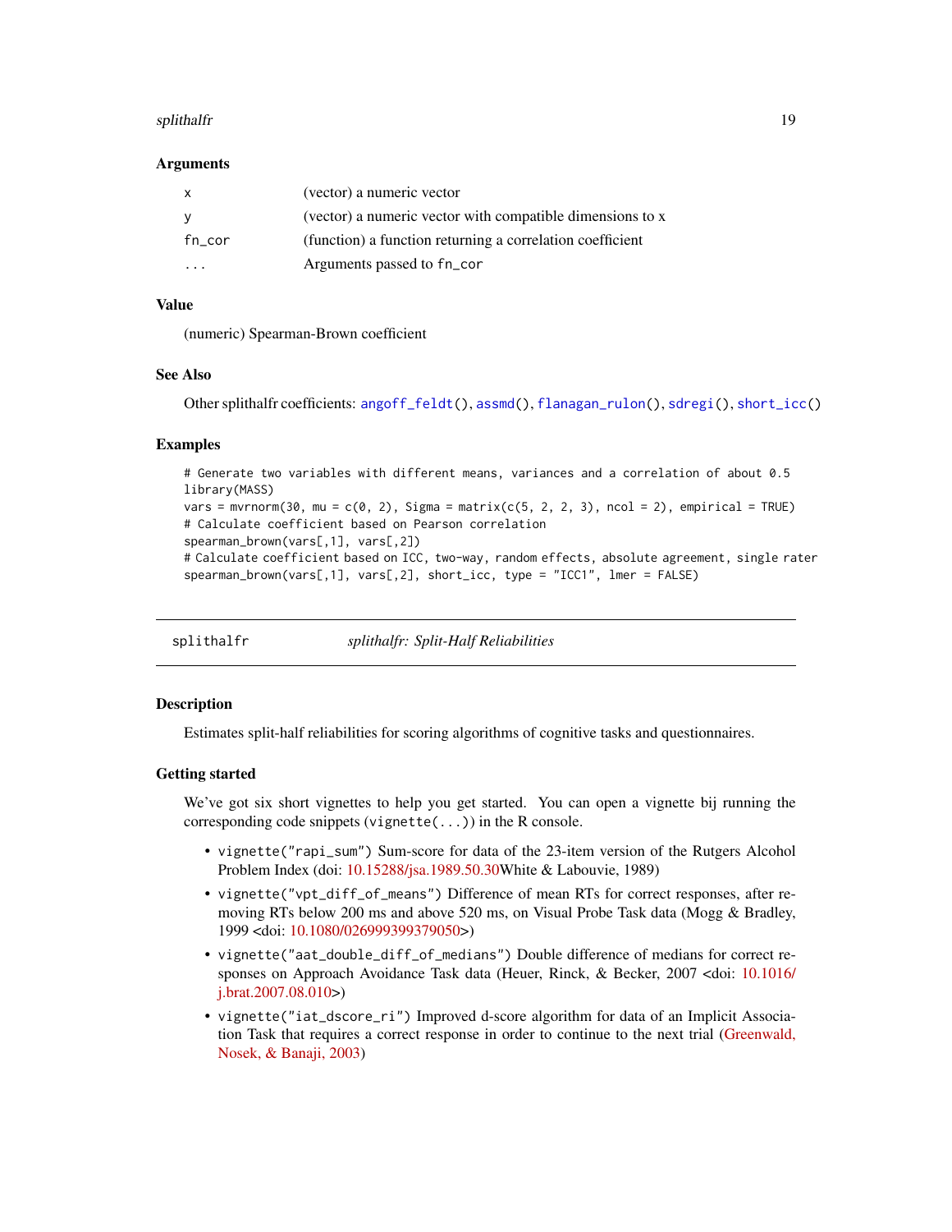### Arguments

| | |
|---|---|
| x | (vector) a numeric vector |
| y | (vector) a numeric vector with compatible dimensions to x |
| fn_cor | (function) a function returning a correlation coefficient |
| ... | Arguments passed to fn_cor |

### Value

(numeric) Spearman-Brown coefficient

### See Also

Other splithalfr coefficients: angoff_feldt(), assmd(), flanagan_rulon(), sdregi(), short_icc()

### Examples

```
# Generate two variables with different means, variances and a correlation of about 0.5
library(MASS)
vars = mvrnorm(30, mu = c(0, 2), Sigma = matrix(c(5, 2, 2, 3), ncol = 2), empirical = TRUE)
# Calculate coefficient based on Pearson correlation
spearman_brown(vars[,1], vars[,2])
# Calculate coefficient based on ICC, two-way, random effects, absolute agreement, single rater
spearman_brown(vars[,1], vars[,2], short_icc, type = "ICC1", lmer = FALSE)
```

---

## splithalfr — *splithalfr: Split-Half Reliabilities*

### Description

Estimates split-half reliabilities for scoring algorithms of cognitive tasks and questionnaires.

### Getting started

We've got six short vignettes to help you get started. You can open a vignette bij running the corresponding code snippets (vignette(...)) in the R console.

- vignette("rapi_sum") Sum-score for data of the 23-item version of the Rutgers Alcohol Problem Index (doi: 10.15288/jsa.1989.50.30White & Labouvie, 1989)
- vignette("vpt_diff_of_means") Difference of mean RTs for correct responses, after removing RTs below 200 ms and above 520 ms, on Visual Probe Task data (Mogg & Bradley, 1999 <doi: 10.1080/026999399379050>)
- vignette("aat_double_diff_of_medians") Double difference of medians for correct responses on Approach Avoidance Task data (Heuer, Rinck, & Becker, 2007 <doi: 10.1016/j.brat.2007.08.010>)
- vignette("iat_dscore_ri") Improved d-score algorithm for data of an Implicit Association Task that requires a correct response in order to continue to the next trial (Greenwald, Nosek, & Banaji, 2003)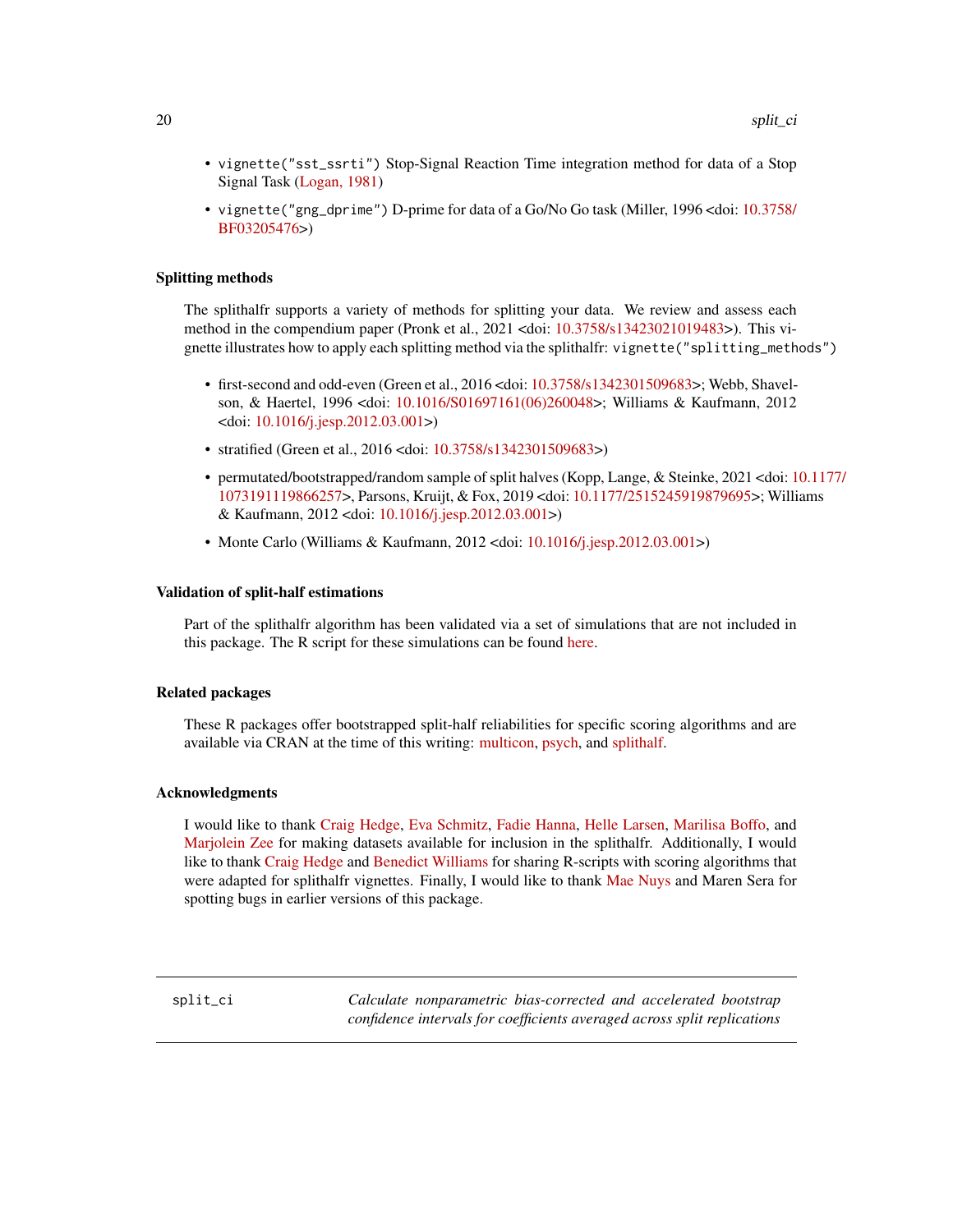- `vignette("sst_ssrti")` Stop-Signal Reaction Time integration method for data of a Stop Signal Task (Logan, 1981)
- `vignette("gng_dprime")` D-prime for data of a Go/No Go task (Miller, 1996 <doi: 10.3758/BF03205476>)

### Splitting methods

The splithalfr supports a variety of methods for splitting your data. We review and assess each method in the compendium paper (Pronk et al., 2021 <doi: 10.3758/s13423021019483>). This vignette illustrates how to apply each splitting method via the splithalfr: `vignette("splitting_methods")`

- first-second and odd-even (Green et al., 2016 <doi: 10.3758/s1342301509683>; Webb, Shavelson, & Haertel, 1996 <doi: 10.1016/S01697161(06)260048>; Williams & Kaufmann, 2012 <doi: 10.1016/j.jesp.2012.03.001>)
- stratified (Green et al., 2016 <doi: 10.3758/s1342301509683>)
- permutated/bootstrapped/random sample of split halves (Kopp, Lange, & Steinke, 2021 <doi: 10.1177/1073191119866257>, Parsons, Kruijt, & Fox, 2019 <doi: 10.1177/2515245919879695>; Williams & Kaufmann, 2012 <doi: 10.1016/j.jesp.2012.03.001>)
- Monte Carlo (Williams & Kaufmann, 2012 <doi: 10.1016/j.jesp.2012.03.001>)

### Validation of split-half estimations

Part of the splithalfr algorithm has been validated via a set of simulations that are not included in this package. The R script for these simulations can be found here.

### Related packages

These R packages offer bootstrapped split-half reliabilities for specific scoring algorithms and are available via CRAN at the time of this writing: multicon, psych, and splithalf.

### Acknowledgments

I would like to thank Craig Hedge, Eva Schmitz, Fadie Hanna, Helle Larsen, Marilisa Boffo, and Marjolein Zee for making datasets available for inclusion in the splithalfr. Additionally, I would like to thank Craig Hedge and Benedict Williams for sharing R-scripts with scoring algorithms that were adapted for splithalfr vignettes. Finally, I would like to thank Mae Nuys and Maren Sera for spotting bugs in earlier versions of this package.

---

## split_ci — *Calculate nonparametric bias-corrected and accelerated bootstrap confidence intervals for coefficients averaged across split replications*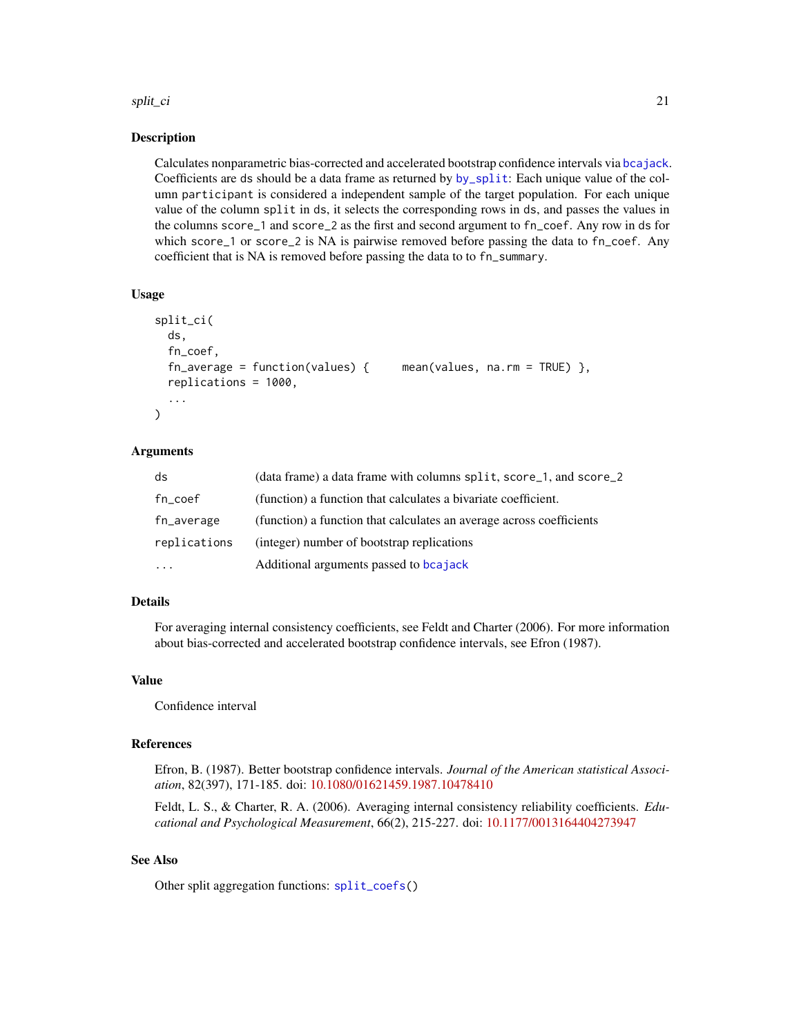## Description

Calculates nonparametric bias-corrected and accelerated bootstrap confidence intervals via bcajack. Coefficients are ds should be a data frame as returned by by_split: Each unique value of the column participant is considered a independent sample of the target population. For each unique value of the column split in ds, it selects the corresponding rows in ds, and passes the values in the columns score_1 and score_2 as the first and second argument to fn_coef. Any row in ds for which score_1 or score_2 is NA is pairwise removed before passing the data to fn_coef. Any coefficient that is NA is removed before passing the data to to fn_summary.

## Usage

```
split_ci(
  ds,
  fn_coef,
  fn_average = function(values) {     mean(values, na.rm = TRUE) },
  replications = 1000,
  ...
)
```

## Arguments

| | |
|---|---|
| ds | (data frame) a data frame with columns split, score_1, and score_2 |
| fn_coef | (function) a function that calculates a bivariate coefficient. |
| fn_average | (function) a function that calculates an average across coefficients |
| replications | (integer) number of bootstrap replications |
| ... | Additional arguments passed to bcajack |

## Details

For averaging internal consistency coefficients, see Feldt and Charter (2006). For more information about bias-corrected and accelerated bootstrap confidence intervals, see Efron (1987).

## Value

Confidence interval

## References

Efron, B. (1987). Better bootstrap confidence intervals. *Journal of the American statistical Association*, 82(397), 171-185. doi: 10.1080/01621459.1987.10478410

Feldt, L. S., & Charter, R. A. (2006). Averaging internal consistency reliability coefficients. *Educational and Psychological Measurement*, 66(2), 215-227. doi: 10.1177/0013164404273947

## See Also

Other split aggregation functions: split_coefs()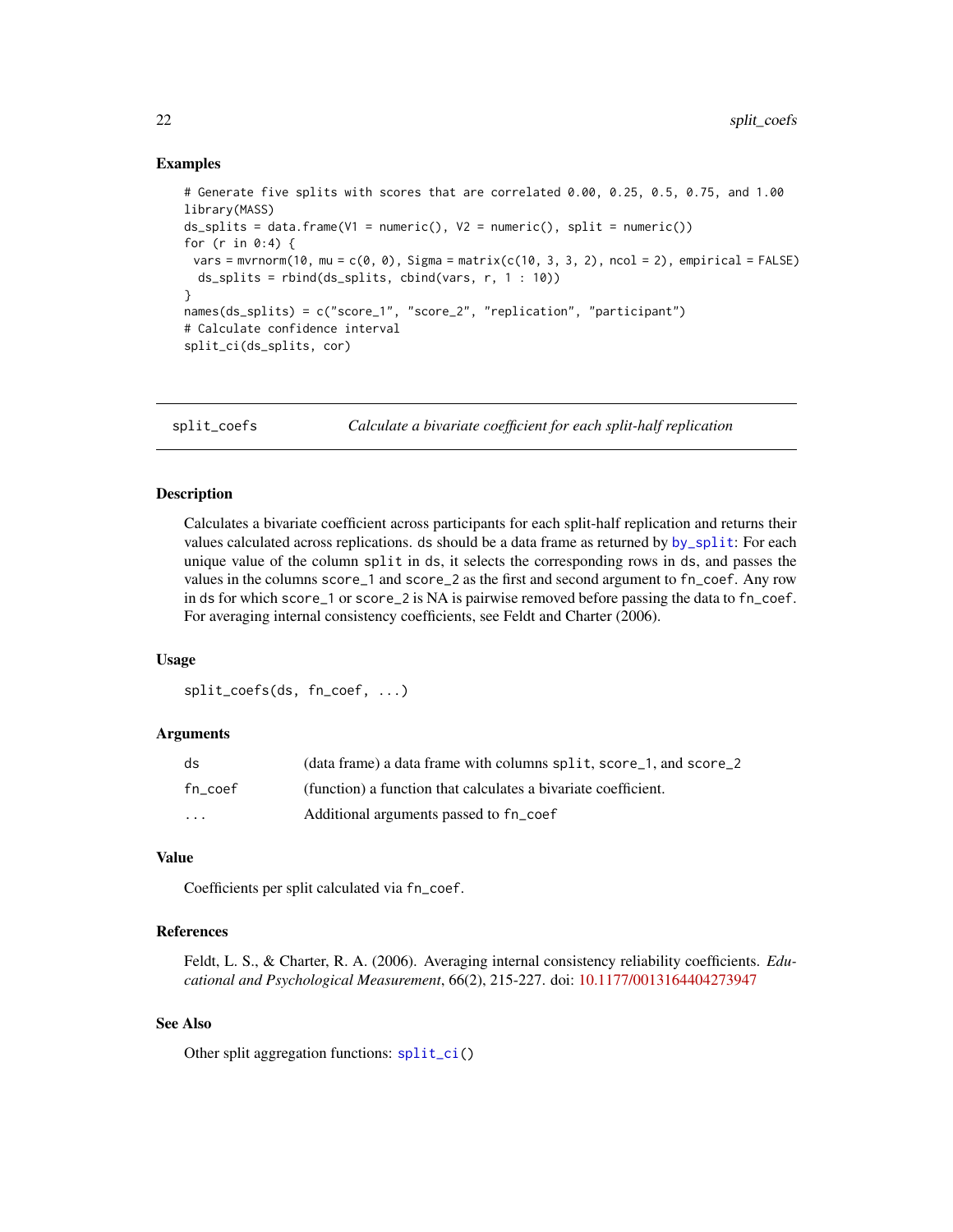### Examples

```
# Generate five splits with scores that are correlated 0.00, 0.25, 0.5, 0.75, and 1.00
library(MASS)
ds_splits = data.frame(V1 = numeric(), V2 = numeric(), split = numeric())
for (r in 0:4) {
 vars = mvrnorm(10, mu = c(0, 0), Sigma = matrix(c(10, 3, 3, 2), ncol = 2), empirical = FALSE)
  ds_splits = rbind(ds_splits, cbind(vars, r, 1 : 10))
}
names(ds_splits) = c("score_1", "score_2", "replication", "participant")
# Calculate confidence interval
split_ci(ds_splits, cor)
```

---

## split_coefs — *Calculate a bivariate coefficient for each split-half replication*

### Description

Calculates a bivariate coefficient across participants for each split-half replication and returns their values calculated across replications. `ds` should be a data frame as returned by `by_split`: For each unique value of the column `split` in `ds`, it selects the corresponding rows in `ds`, and passes the values in the columns `score_1` and `score_2` as the first and second argument to `fn_coef`. Any row in `ds` for which `score_1` or `score_2` is NA is pairwise removed before passing the data to `fn_coef`. For averaging internal consistency coefficients, see Feldt and Charter (2006).

### Usage

```
split_coefs(ds, fn_coef, ...)
```

### Arguments

| | |
|---|---|
| `ds` | (data frame) a data frame with columns `split`, `score_1`, and `score_2` |
| `fn_coef` | (function) a function that calculates a bivariate coefficient. |
| `...` | Additional arguments passed to `fn_coef` |

### Value

Coefficients per split calculated via `fn_coef`.

### References

Feldt, L. S., & Charter, R. A. (2006). Averaging internal consistency reliability coefficients. *Educational and Psychological Measurement*, 66(2), 215-227. doi: 10.1177/0013164404273947

### See Also

Other split aggregation functions: `split_ci()`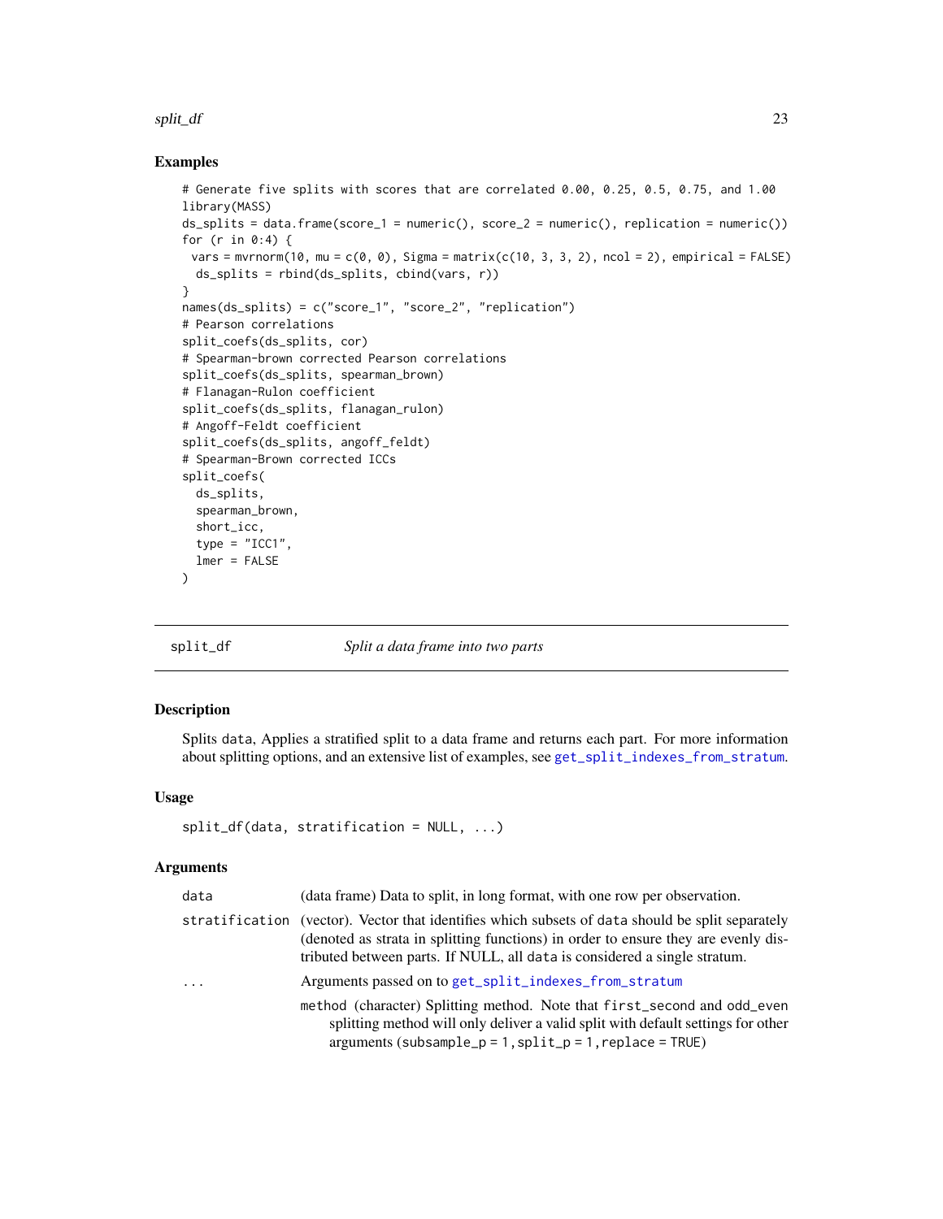## Examples

```
# Generate five splits with scores that are correlated 0.00, 0.25, 0.5, 0.75, and 1.00
library(MASS)
ds_splits = data.frame(score_1 = numeric(), score_2 = numeric(), replication = numeric())
for (r in 0:4) {
 vars = mvrnorm(10, mu = c(0, 0), Sigma = matrix(c(10, 3, 3, 2), ncol = 2), empirical = FALSE)
  ds_splits = rbind(ds_splits, cbind(vars, r))
}
names(ds_splits) = c("score_1", "score_2", "replication")
# Pearson correlations
split_coefs(ds_splits, cor)
# Spearman-brown corrected Pearson correlations
split_coefs(ds_splits, spearman_brown)
# Flanagan-Rulon coefficient
split_coefs(ds_splits, flanagan_rulon)
# Angoff-Feldt coefficient
split_coefs(ds_splits, angoff_feldt)
# Spearman-Brown corrected ICCs
split_coefs(
  ds_splits,
  spearman_brown,
  short_icc,
  type = "ICC1",
  lmer = FALSE
)
```

---

# split_df *Split a data frame into two parts*

---

## Description

Splits data, Applies a stratified split to a data frame and returns each part. For more information about splitting options, and an extensive list of examples, see get_split_indexes_from_stratum.

## Usage

```
split_df(data, stratification = NULL, ...)
```

## Arguments

| | |
|---|---|
| data | (data frame) Data to split, in long format, with one row per observation. |
| stratification | (vector). Vector that identifies which subsets of data should be split separately (denoted as strata in splitting functions) in order to ensure they are evenly distributed between parts. If NULL, all data is considered a single stratum. |
| ... | Arguments passed on to get_split_indexes_from_stratum<br>method (character) Splitting method. Note that first_second and odd_even splitting method will only deliver a valid split with default settings for other arguments (subsample_p = 1, split_p = 1, replace = TRUE) |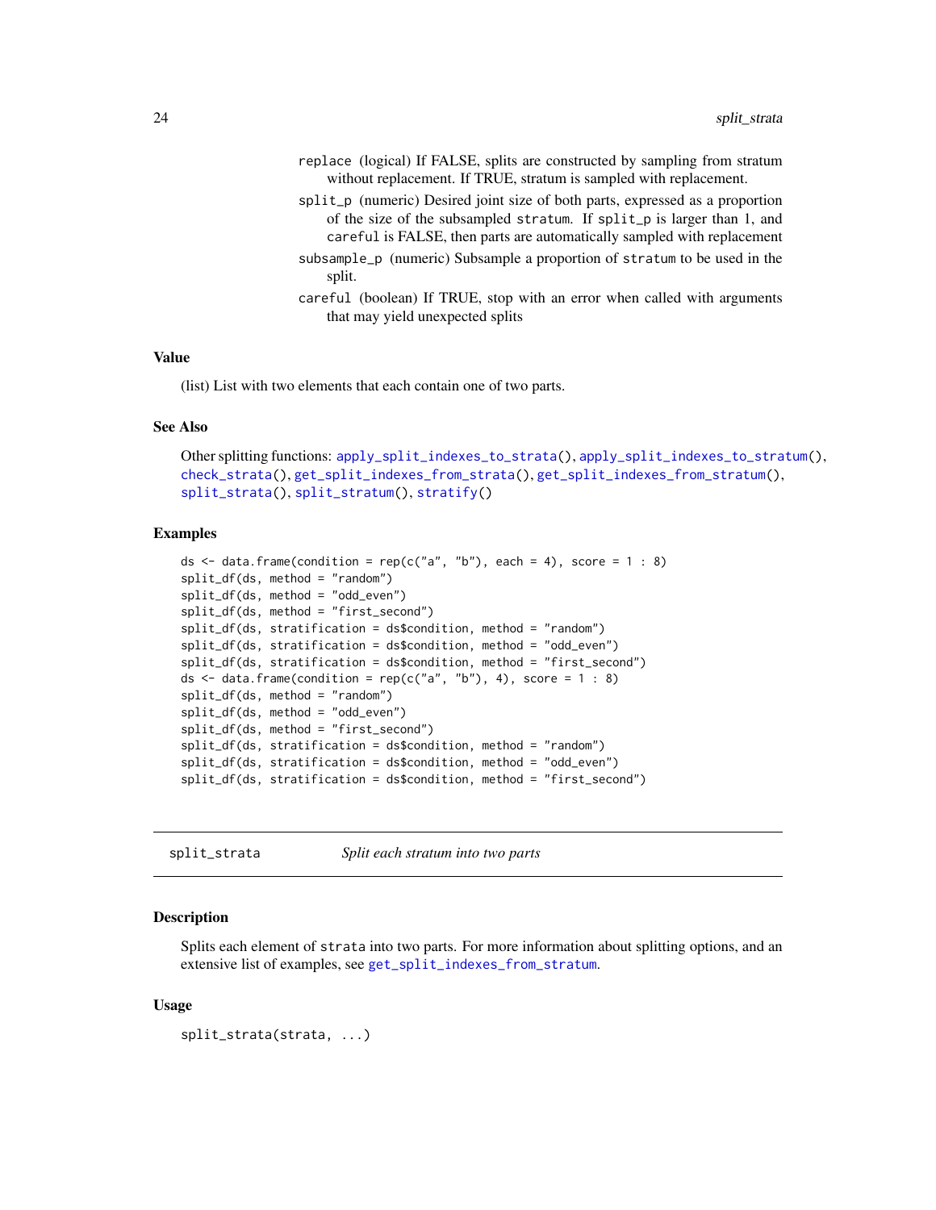replace
: (logical) If FALSE, splits are constructed by sampling from stratum without replacement. If TRUE, stratum is sampled with replacement.

split_p
: (numeric) Desired joint size of both parts, expressed as a proportion of the size of the subsampled stratum. If split_p is larger than 1, and careful is FALSE, then parts are automatically sampled with replacement

subsample_p
: (numeric) Subsample a proportion of stratum to be used in the split.

careful
: (boolean) If TRUE, stop with an error when called with arguments that may yield unexpected splits

### Value

(list) List with two elements that each contain one of two parts.

### See Also

Other splitting functions: apply_split_indexes_to_strata(), apply_split_indexes_to_stratum(), check_strata(), get_split_indexes_from_strata(), get_split_indexes_from_stratum(), split_strata(), split_stratum(), stratify()

### Examples

```
ds <- data.frame(condition = rep(c("a", "b"), each = 4), score = 1 : 8)
split_df(ds, method = "random")
split_df(ds, method = "odd_even")
split_df(ds, method = "first_second")
split_df(ds, stratification = ds$condition, method = "random")
split_df(ds, stratification = ds$condition, method = "odd_even")
split_df(ds, stratification = ds$condition, method = "first_second")
ds <- data.frame(condition = rep(c("a", "b"), 4), score = 1 : 8)
split_df(ds, method = "random")
split_df(ds, method = "odd_even")
split_df(ds, method = "first_second")
split_df(ds, stratification = ds$condition, method = "random")
split_df(ds, stratification = ds$condition, method = "odd_even")
split_df(ds, stratification = ds$condition, method = "first_second")
```

---

## split_strata *Split each stratum into two parts*

### Description

Splits each element of strata into two parts. For more information about splitting options, and an extensive list of examples, see get_split_indexes_from_stratum.

### Usage

```
split_strata(strata, ...)
```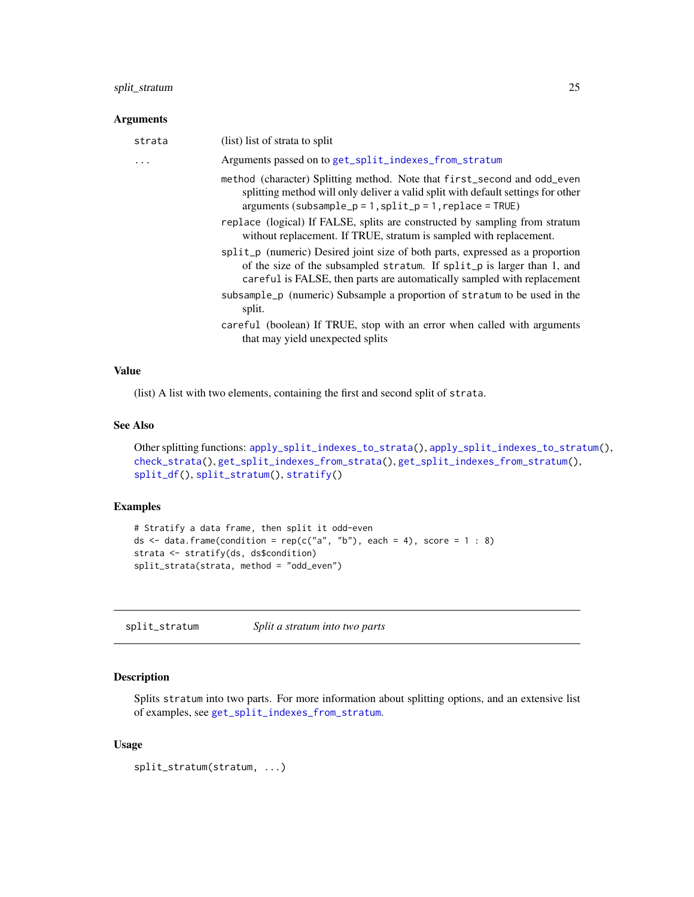### Arguments

| | |
|---|---|
| `strata` | (list) list of strata to split |
| `...` | Arguments passed on to `get_split_indexes_from_stratum` |

- `method` (character) Splitting method. Note that `first_second` and `odd_even` splitting method will only deliver a valid split with default settings for other arguments (`subsample_p = 1, split_p = 1, replace = TRUE`)
- `replace` (logical) If FALSE, splits are constructed by sampling from stratum without replacement. If TRUE, stratum is sampled with replacement.
- `split_p` (numeric) Desired joint size of both parts, expressed as a proportion of the size of the subsampled `stratum`. If `split_p` is larger than 1, and `careful` is FALSE, then parts are automatically sampled with replacement
- `subsample_p` (numeric) Subsample a proportion of `stratum` to be used in the split.
- `careful` (boolean) If TRUE, stop with an error when called with arguments that may yield unexpected splits

### Value

(list) A list with two elements, containing the first and second split of `strata`.

### See Also

Other splitting functions: `apply_split_indexes_to_strata()`, `apply_split_indexes_to_stratum()`, `check_strata()`, `get_split_indexes_from_strata()`, `get_split_indexes_from_stratum()`, `split_df()`, `split_stratum()`, `stratify()`

### Examples

```
# Stratify a data frame, then split it odd-even
ds <- data.frame(condition = rep(c("a", "b"), each = 4), score = 1 : 8)
strata <- stratify(ds, ds$condition)
split_strata(strata, method = "odd_even")
```

---

## split_stratum — *Split a stratum into two parts*

### Description

Splits `stratum` into two parts. For more information about splitting options, and an extensive list of examples, see `get_split_indexes_from_stratum`.

### Usage

```
split_stratum(stratum, ...)
```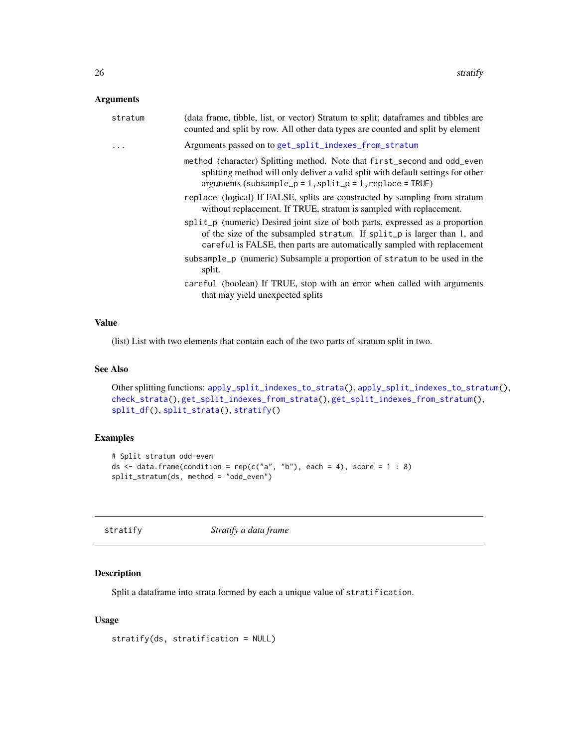### Arguments

| | |
|---|---|
| `stratum` | (data frame, tibble, list, or vector) Stratum to split; dataframes and tibbles are counted and split by row. All other data types are counted and split by element |
| `...` | Arguments passed on to `get_split_indexes_from_stratum` |

- `method` (character) Splitting method. Note that `first_second` and `odd_even` splitting method will only deliver a valid split with default settings for other arguments (`subsample_p = 1, split_p = 1, replace = TRUE`)
- `replace` (logical) If FALSE, splits are constructed by sampling from stratum without replacement. If TRUE, stratum is sampled with replacement.
- `split_p` (numeric) Desired joint size of both parts, expressed as a proportion of the size of the subsampled `stratum`. If `split_p` is larger than 1, and `careful` is FALSE, then parts are automatically sampled with replacement
- `subsample_p` (numeric) Subsample a proportion of `stratum` to be used in the split.
- `careful` (boolean) If TRUE, stop with an error when called with arguments that may yield unexpected splits

### Value

(list) List with two elements that contain each of the two parts of stratum split in two.

### See Also

Other splitting functions: `apply_split_indexes_to_strata()`, `apply_split_indexes_to_stratum()`, `check_strata()`, `get_split_indexes_from_strata()`, `get_split_indexes_from_stratum()`, `split_df()`, `split_strata()`, `stratify()`

### Examples

```
# Split stratum odd-even
ds <- data.frame(condition = rep(c("a", "b"), each = 4), score = 1 : 8)
split_stratum(ds, method = "odd_even")
```

---

## stratify — *Stratify a data frame*

### Description

Split a dataframe into strata formed by each a unique value of `stratification`.

### Usage

```
stratify(ds, stratification = NULL)
```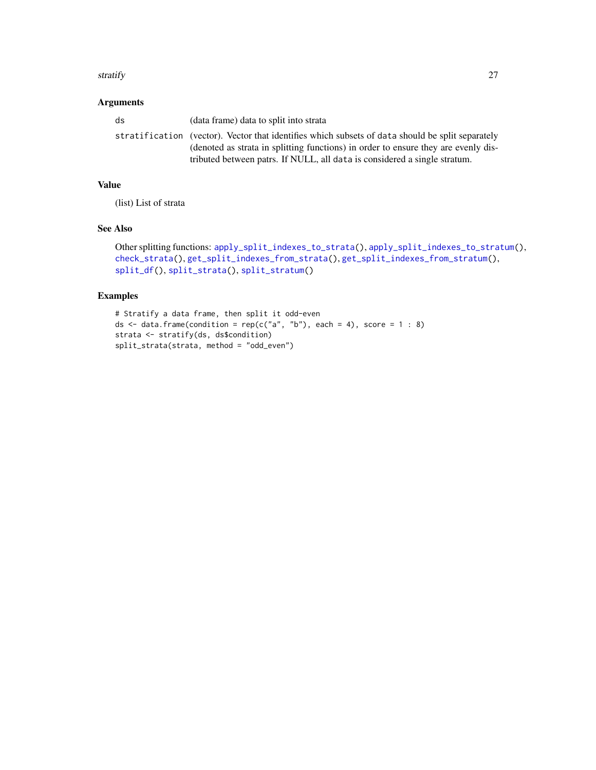## Arguments

| | |
|---|---|
| `ds` | (data frame) data to split into strata |
| `stratification` | (vector). Vector that identifies which subsets of `data` should be split separately (denoted as strata in splitting functions) in order to ensure they are evenly distributed between patrs. If NULL, all `data` is considered a single stratum. |

## Value

(list) List of strata

## See Also

Other splitting functions: `apply_split_indexes_to_strata()`, `apply_split_indexes_to_stratum()`, `check_strata()`, `get_split_indexes_from_strata()`, `get_split_indexes_from_stratum()`, `split_df()`, `split_strata()`, `split_stratum()`

## Examples

```
# Stratify a data frame, then split it odd-even
ds <- data.frame(condition = rep(c("a", "b"), each = 4), score = 1 : 8)
strata <- stratify(ds, ds$condition)
split_strata(strata, method = "odd_even")
```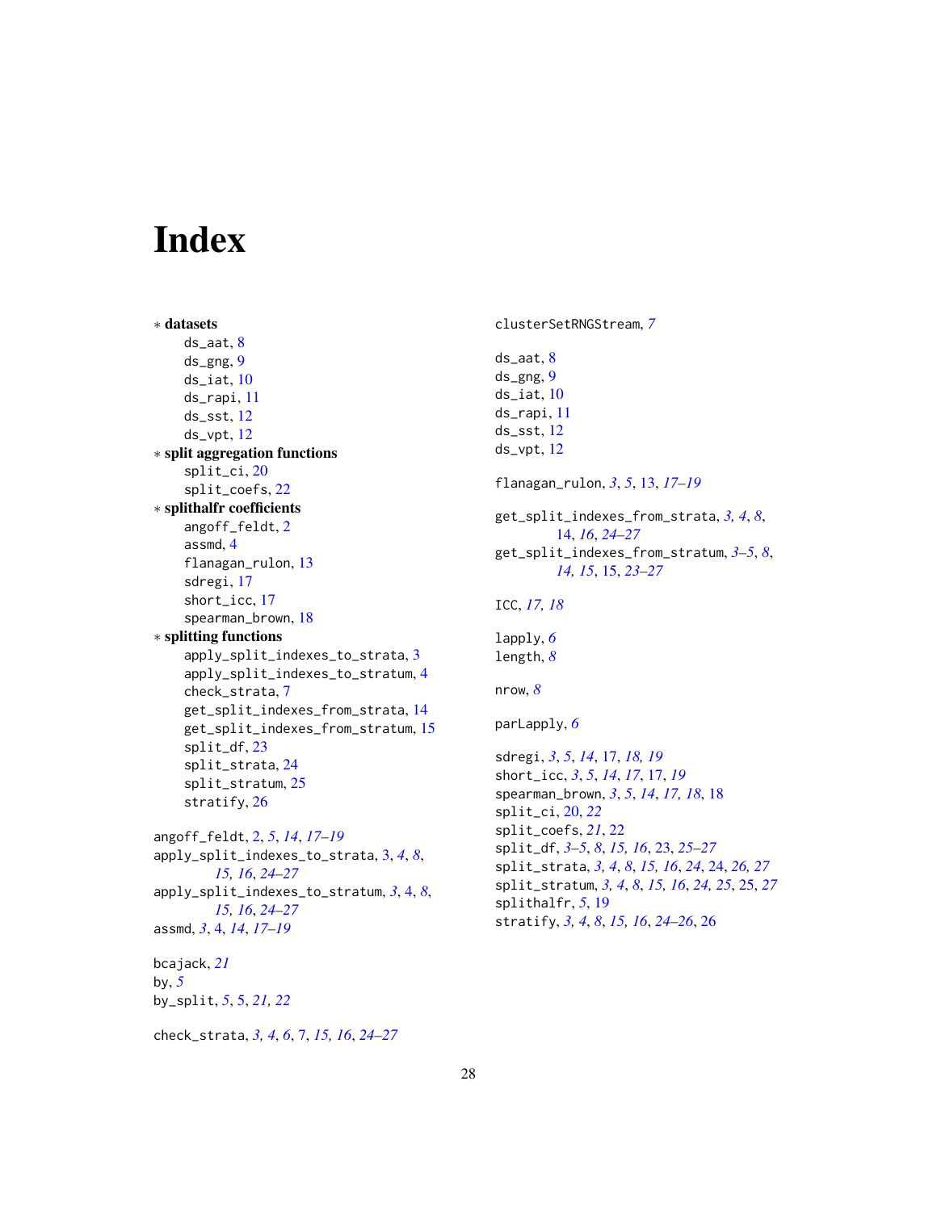# Index

∗ **datasets**
- ds_aat, 8
- ds_gng, 9
- ds_iat, 10
- ds_rapi, 11
- ds_sst, 12
- ds_vpt, 12

∗ **split aggregation functions**
- split_ci, 20
- split_coefs, 22

∗ **splithalfr coefficients**
- angoff_feldt, 2
- assmd, 4
- flanagan_rulon, 13
- sdregi, 17
- short_icc, 17
- spearman_brown, 18

∗ **splitting functions**
- apply_split_indexes_to_strata, 3
- apply_split_indexes_to_stratum, 4
- check_strata, 7
- get_split_indexes_from_strata, 14
- get_split_indexes_from_stratum, 15
- split_df, 23
- split_strata, 24
- split_stratum, 25
- stratify, 26

angoff_feldt, 2, *5*, *14*, *17–19*
apply_split_indexes_to_strata, 3, *4*, *8*, *15, 16*, *24–27*
apply_split_indexes_to_stratum, *3*, 4, *8*, *15, 16*, *24–27*
assmd, *3*, 4, *14*, *17–19*

bcajack, *21*
by, *5*
by_split, *5*, 5, *21, 22*

check_strata, *3, 4*, *6*, 7, *15, 16*, *24–27*
clusterSetRNGStream, *7*

ds_aat, 8
ds_gng, 9
ds_iat, 10
ds_rapi, 11
ds_sst, 12
ds_vpt, 12

flanagan_rulon, *3*, *5*, 13, *17–19*

get_split_indexes_from_strata, *3, 4*, *8*, 14, *16*, *24–27*
get_split_indexes_from_stratum, *3–5*, *8*, *14, 15*, 15, *23–27*

ICC, *17, 18*

lapply, *6*
length, *8*

nrow, *8*

parLapply, *6*

sdregi, *3*, *5*, *14*, 17, *18, 19*
short_icc, *3*, *5*, *14*, *17*, 17, *19*
spearman_brown, *3*, *5*, *14*, *17, 18*, 18
split_ci, 20, *22*
split_coefs, *21*, 22
split_df, *3–5*, *8*, *15, 16*, 23, *25–27*
split_strata, *3, 4*, *8*, *15, 16*, *24*, 24, *26, 27*
split_stratum, *3, 4*, *8*, *15, 16*, *24, 25*, 25, *27*
splithalfr, *5*, 19
stratify, *3, 4*, *8*, *15, 16*, *24–26*, 26